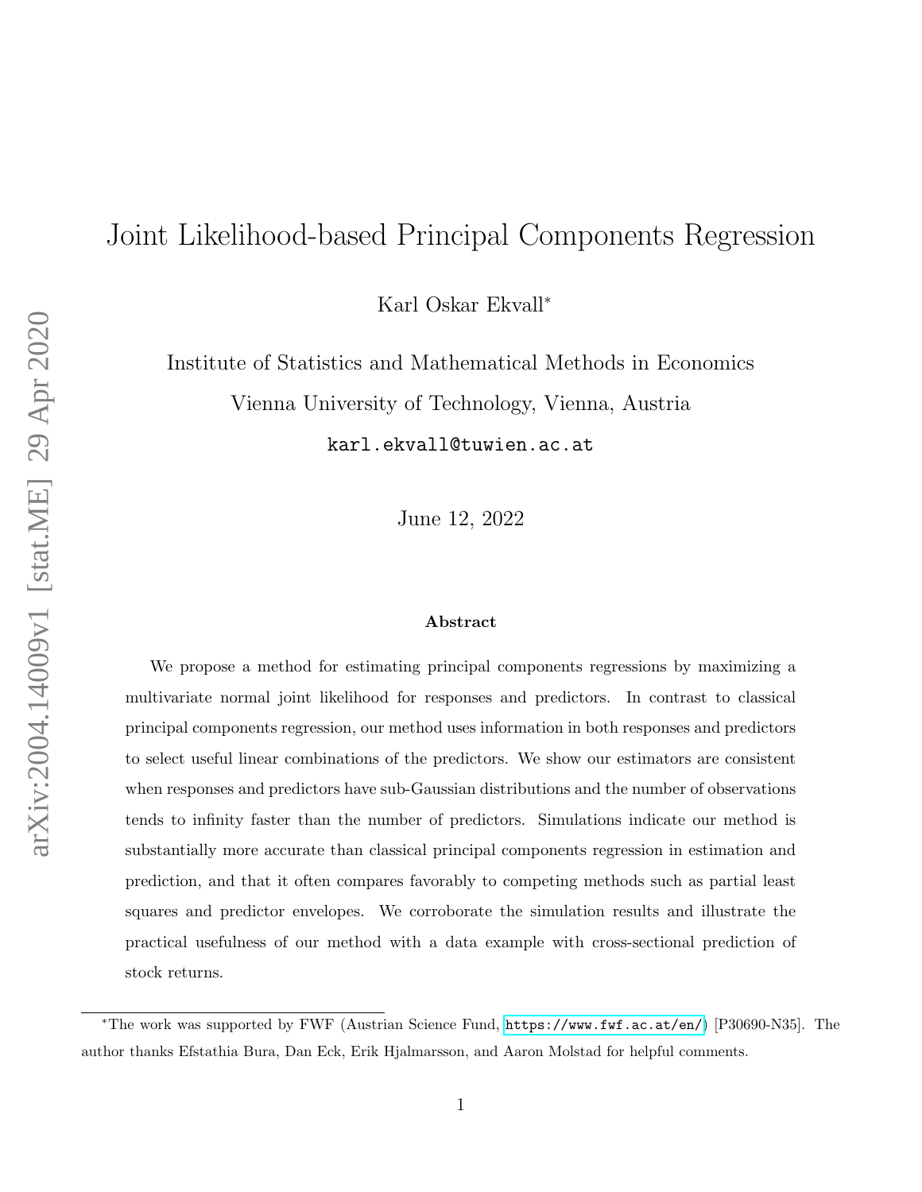# Joint Likelihood-based Principal Components Regression

Karl Oskar Ekvall*

Institute of Statistics and Mathematical Methods in Economics

Vienna University of Technology, Vienna, Austria

karl.ekvall@tuwien.ac.at

June 12, 2022

### Abstract

We propose a method for estimating principal components regressions by maximizing a multivariate normal joint likelihood for responses and predictors. In contrast to classical principal components regression, our method uses information in both responses and predictors to select useful linear combinations of the predictors. We show our estimators are consistent when responses and predictors have sub-Gaussian distributions and the number of observations tends to infinity faster than the number of predictors. Simulations indicate our method is substantially more accurate than classical principal components regression in estimation and prediction, and that it often compares favorably to competing methods such as partial least squares and predictor envelopes. We corroborate the simulation results and illustrate the practical usefulness of our method with a data example with cross-sectional prediction of stock returns.

---

*The work was supported by FWF (Austrian Science Fund, https://www.fwf.ac.at/en/) [P30690-N35]. The author thanks Efstathia Bura, Dan Eck, Erik Hjalmarsson, and Aaron Molstad for helpful comments.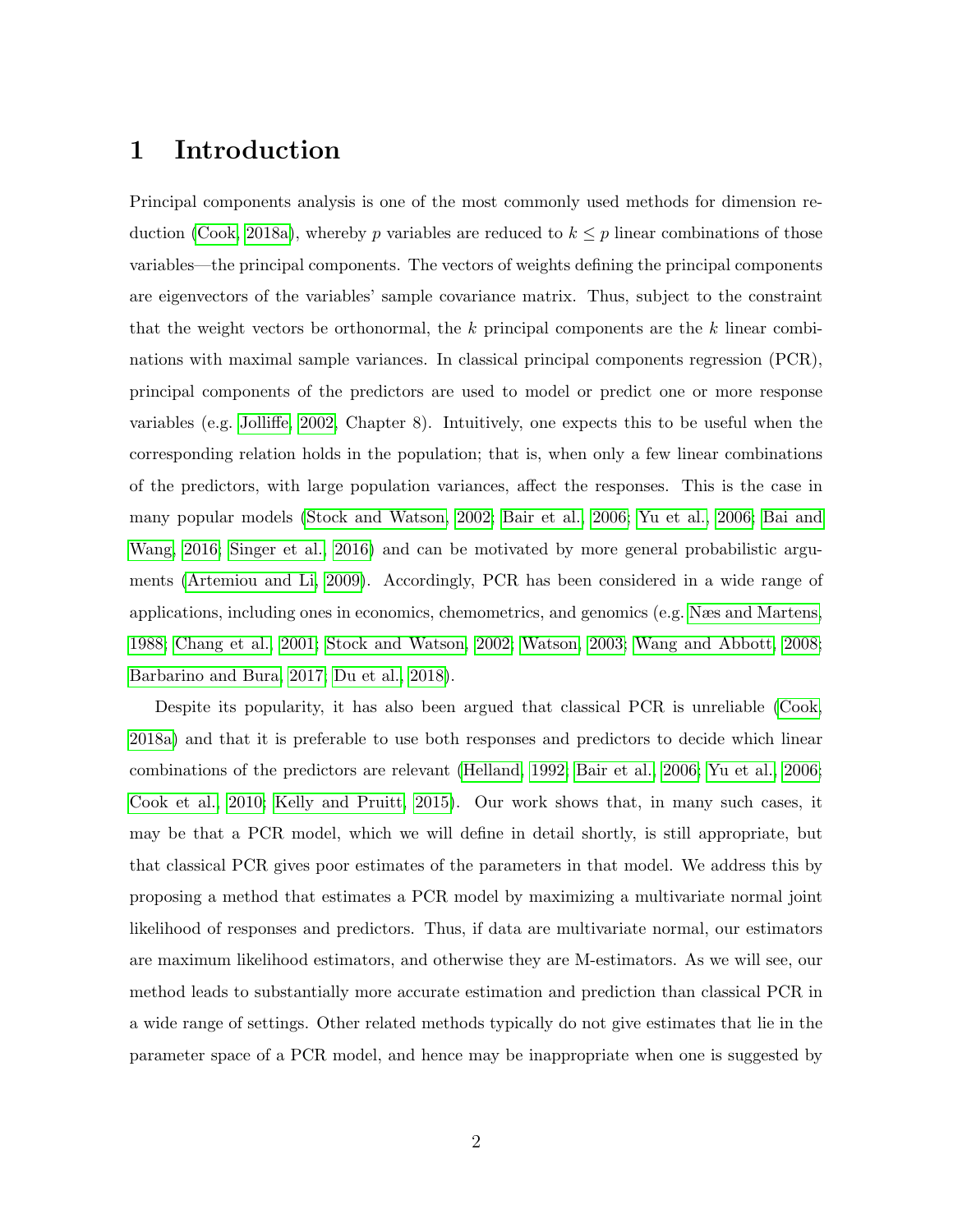# 1 Introduction

Principal components analysis is one of the most commonly used methods for dimension reduction (Cook, 2018a), whereby $p$ variables are reduced to $k \leq p$ linear combinations of those variables—the principal components. The vectors of weights defining the principal components are eigenvectors of the variables' sample covariance matrix. Thus, subject to the constraint that the weight vectors be orthonormal, the $k$ principal components are the $k$ linear combinations with maximal sample variances. In classical principal components regression (PCR), principal components of the predictors are used to model or predict one or more response variables (e.g. Jolliffe, 2002, Chapter 8). Intuitively, one expects this to be useful when the corresponding relation holds in the population; that is, when only a few linear combinations of the predictors, with large population variances, affect the responses. This is the case in many popular models (Stock and Watson, 2002; Bair et al., 2006; Yu et al., 2006; Bai and Wang, 2016; Singer et al., 2016) and can be motivated by more general probabilistic arguments (Artemiou and Li, 2009). Accordingly, PCR has been considered in a wide range of applications, including ones in economics, chemometrics, and genomics (e.g. Næs and Martens, 1988; Chang et al., 2001; Stock and Watson, 2002; Watson, 2003; Wang and Abbott, 2008; Barbarino and Bura, 2017; Du et al., 2018).

Despite its popularity, it has also been argued that classical PCR is unreliable (Cook, 2018a) and that it is preferable to use both responses and predictors to decide which linear combinations of the predictors are relevant (Helland, 1992; Bair et al., 2006; Yu et al., 2006; Cook et al., 2010; Kelly and Pruitt, 2015). Our work shows that, in many such cases, it may be that a PCR model, which we will define in detail shortly, is still appropriate, but that classical PCR gives poor estimates of the parameters in that model. We address this by proposing a method that estimates a PCR model by maximizing a multivariate normal joint likelihood of responses and predictors. Thus, if data are multivariate normal, our estimators are maximum likelihood estimators, and otherwise they are M-estimators. As we will see, our method leads to substantially more accurate estimation and prediction than classical PCR in a wide range of settings. Other related methods typically do not give estimates that lie in the parameter space of a PCR model, and hence may be inappropriate when one is suggested by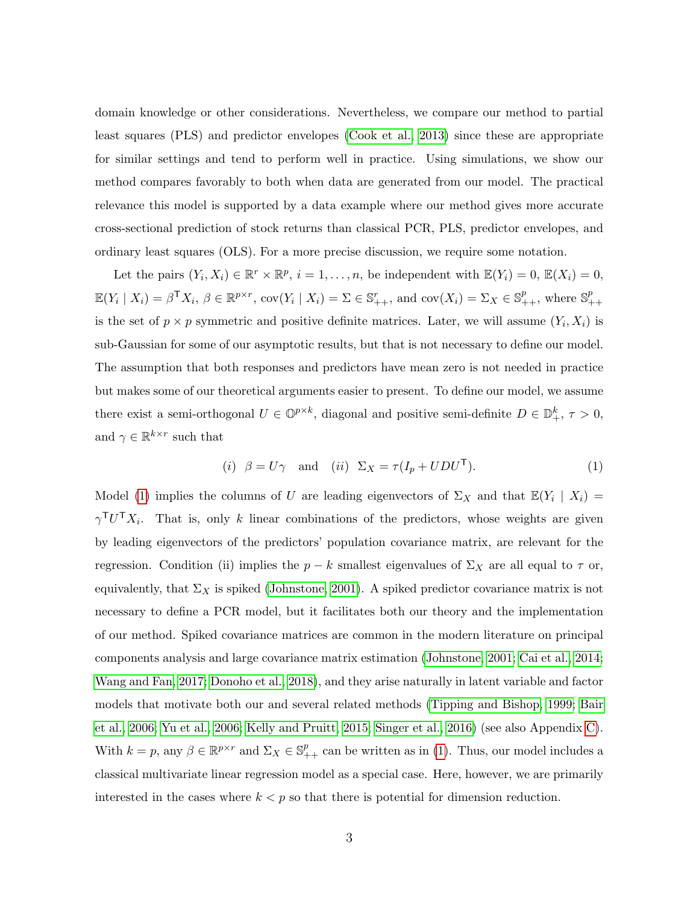domain knowledge or other considerations. Nevertheless, we compare our method to partial least squares (PLS) and predictor envelopes (Cook et al., 2013) since these are appropriate for similar settings and tend to perform well in practice. Using simulations, we show our method compares favorably to both when data are generated from our model. The practical relevance this model is supported by a data example where our method gives more accurate cross-sectional prediction of stock returns than classical PCR, PLS, predictor envelopes, and ordinary least squares (OLS). For a more precise discussion, we require some notation.

Let the pairs $(Y_i, X_i) \in \mathbb{R}^r \times \mathbb{R}^p$, $i = 1, \dots, n$, be independent with $\mathbb{E}(Y_i) = 0$, $\mathbb{E}(X_i) = 0$, $\mathbb{E}(Y_i \mid X_i) = \beta^{\mathsf{T}} X_i$, $\beta \in \mathbb{R}^{p\times r}$, $\operatorname{cov}(Y_i \mid X_i) = \Sigma \in \mathbb{S}^r_{++}$, and $\operatorname{cov}(X_i) = \Sigma_X \in \mathbb{S}^p_{++}$, where $\mathbb{S}^p_{++}$ is the set of $p \times p$ symmetric and positive definite matrices. Later, we will assume $(Y_i, X_i)$ is sub-Gaussian for some of our asymptotic results, but that is not necessary to define our model. The assumption that both responses and predictors have mean zero is not needed in practice but makes some of our theoretical arguments easier to present. To define our model, we assume there exist a semi-orthogonal $U \in \mathbb{O}^{p\times k}$, diagonal and positive semi-definite $D \in \mathbb{D}^k_+$, $\tau > 0$, and $\gamma \in \mathbb{R}^{k\times r}$ such that

$$(i)\;\; \beta = U\gamma \quad \text{and} \quad (ii)\;\; \Sigma_X = \tau(I_p + UDU^{\mathsf{T}}). \tag{1}$$

Model (1) implies the columns of $U$ are leading eigenvectors of $\Sigma_X$ and that $\mathbb{E}(Y_i \mid X_i) = \gamma^{\mathsf{T}} U^{\mathsf{T}} X_i$. That is, only $k$ linear combinations of the predictors, whose weights are given by leading eigenvectors of the predictors' population covariance matrix, are relevant for the regression. Condition (ii) implies the $p - k$ smallest eigenvalues of $\Sigma_X$ are all equal to $\tau$ or, equivalently, that $\Sigma_X$ is spiked (Johnstone, 2001). A spiked predictor covariance matrix is not necessary to define a PCR model, but it facilitates both our theory and the implementation of our method. Spiked covariance matrices are common in the modern literature on principal components analysis and large covariance matrix estimation (Johnstone, 2001; Cai et al., 2014; Wang and Fan, 2017; Donoho et al., 2018), and they arise naturally in latent variable and factor models that motivate both our and several related methods (Tipping and Bishop, 1999; Bair et al., 2006; Yu et al., 2006; Kelly and Pruitt, 2015; Singer et al., 2016) (see also Appendix C). With $k = p$, any $\beta \in \mathbb{R}^{p\times r}$ and $\Sigma_X \in \mathbb{S}^p_{++}$ can be written as in (1). Thus, our model includes a classical multivariate linear regression model as a special case. Here, however, we are primarily interested in the cases where $k < p$ so that there is potential for dimension reduction.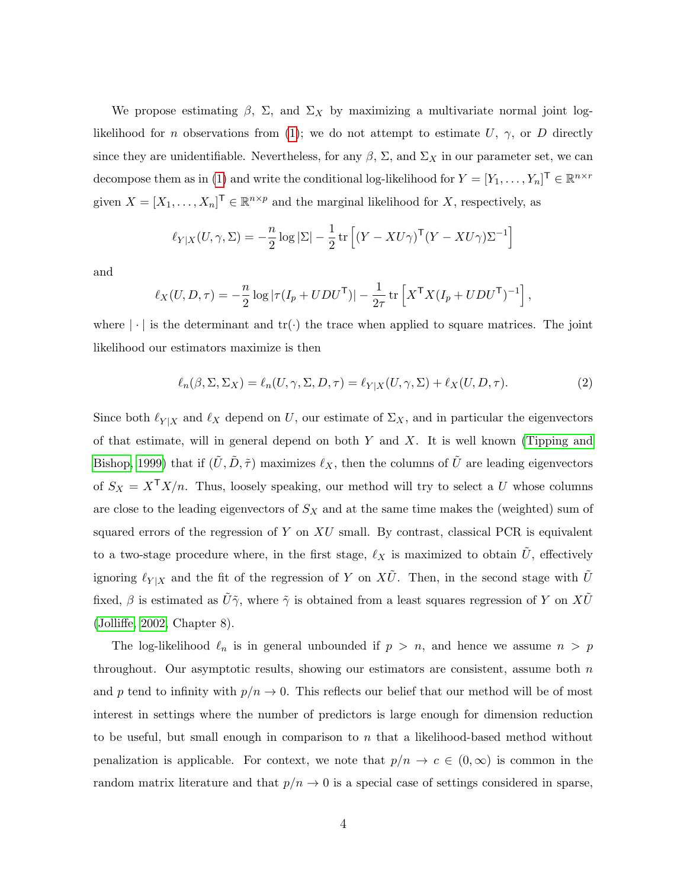We propose estimating $\beta$, $\Sigma$, and $\Sigma_X$ by maximizing a multivariate normal joint log-likelihood for $n$ observations from (1); we do not attempt to estimate $U$, $\gamma$, or $D$ directly since they are unidentifiable. Nevertheless, for any $\beta$, $\Sigma$, and $\Sigma_X$ in our parameter set, we can decompose them as in (1) and write the conditional log-likelihood for $Y = [Y_1, \dots, Y_n]^\mathsf{T} \in \mathbb{R}^{n \times r}$ given $X = [X_1, \dots, X_n]^\mathsf{T} \in \mathbb{R}^{n \times p}$ and the marginal likelihood for $X$, respectively, as

$$\ell_{Y|X}(U, \gamma, \Sigma) = -\frac{n}{2} \log |\Sigma| - \frac{1}{2} \operatorname{tr}\left[(Y - XU\gamma)^\mathsf{T}(Y - XU\gamma)\Sigma^{-1}\right]$$

and

$$\ell_X(U, D, \tau) = -\frac{n}{2} \log |\tau(I_p + UDU^\mathsf{T})| - \frac{1}{2\tau} \operatorname{tr}\left[X^\mathsf{T} X (I_p + UDU^\mathsf{T})^{-1}\right],$$

where $|\cdot|$ is the determinant and $\operatorname{tr}(\cdot)$ the trace when applied to square matrices. The joint likelihood our estimators maximize is then

$$\ell_n(\beta, \Sigma, \Sigma_X) = \ell_n(U, \gamma, \Sigma, D, \tau) = \ell_{Y|X}(U, \gamma, \Sigma) + \ell_X(U, D, \tau). \tag{2}$$

Since both $\ell_{Y|X}$ and $\ell_X$ depend on $U$, our estimate of $\Sigma_X$, and in particular the eigenvectors of that estimate, will in general depend on both $Y$ and $X$. It is well known (Tipping and Bishop, 1999) that if $(\tilde{U}, \tilde{D}, \tilde{\tau})$ maximizes $\ell_X$, then the columns of $\tilde{U}$ are leading eigenvectors of $S_X = X^\mathsf{T} X/n$. Thus, loosely speaking, our method will try to select a $U$ whose columns are close to the leading eigenvectors of $S_X$ and at the same time makes the (weighted) sum of squared errors of the regression of $Y$ on $XU$ small. By contrast, classical PCR is equivalent to a two-stage procedure where, in the first stage, $\ell_X$ is maximized to obtain $\tilde{U}$, effectively ignoring $\ell_{Y|X}$ and the fit of the regression of $Y$ on $X\tilde{U}$. Then, in the second stage with $\tilde{U}$ fixed, $\beta$ is estimated as $\tilde{U}\tilde{\gamma}$, where $\tilde{\gamma}$ is obtained from a least squares regression of $Y$ on $X\tilde{U}$ (Jolliffe, 2002, Chapter 8).

The log-likelihood $\ell_n$ is in general unbounded if $p > n$, and hence we assume $n > p$ throughout. Our asymptotic results, showing our estimators are consistent, assume both $n$ and $p$ tend to infinity with $p/n \to 0$. This reflects our belief that our method will be of most interest in settings where the number of predictors is large enough for dimension reduction to be useful, but small enough in comparison to $n$ that a likelihood-based method without penalization is applicable. For context, we note that $p/n \to c \in (0, \infty)$ is common in the random matrix literature and that $p/n \to 0$ is a special case of settings considered in sparse,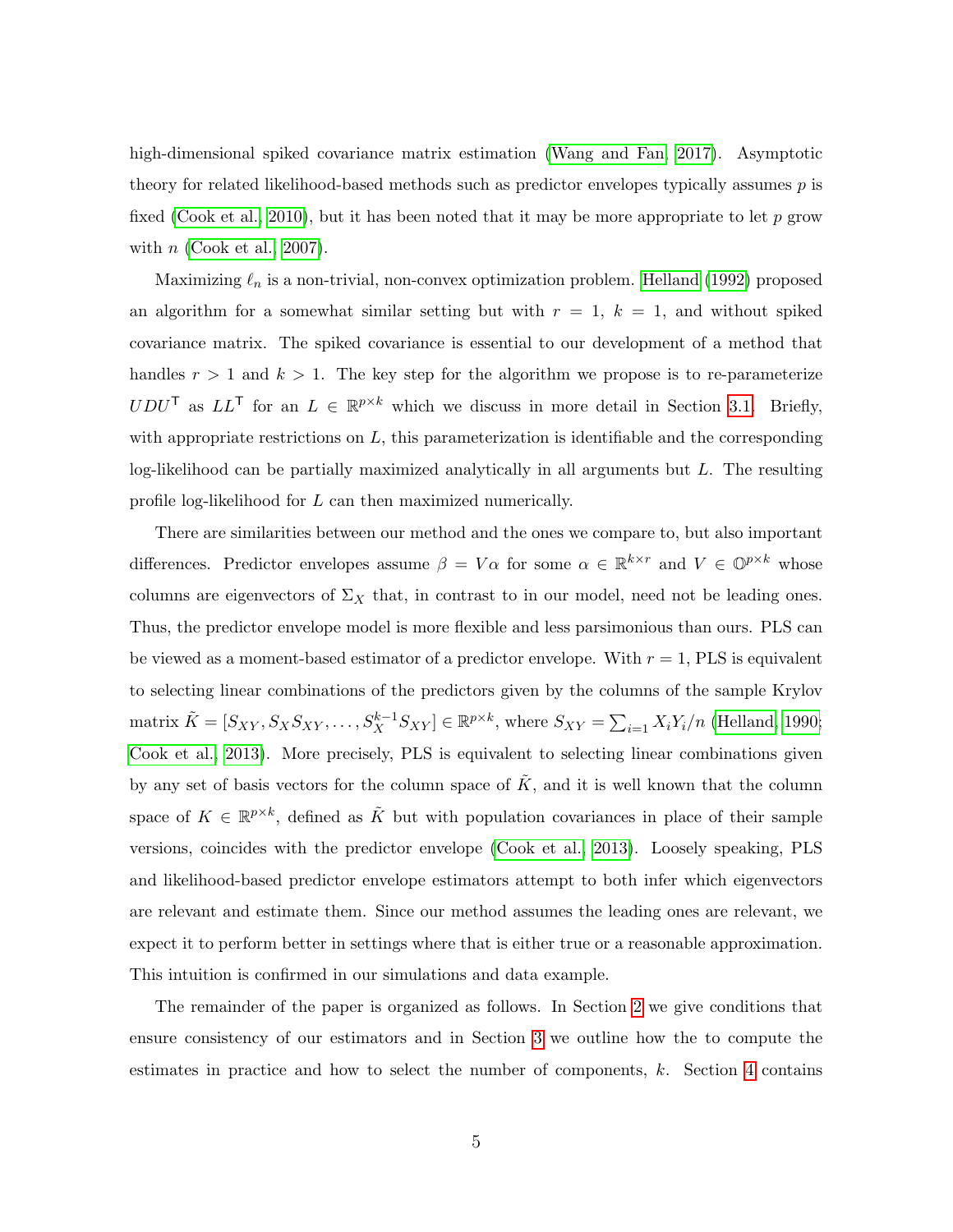high-dimensional spiked covariance matrix estimation (Wang and Fan, 2017). Asymptotic theory for related likelihood-based methods such as predictor envelopes typically assumes $p$ is fixed (Cook et al., 2010), but it has been noted that it may be more appropriate to let $p$ grow with $n$ (Cook et al., 2007).

Maximizing $\ell_n$ is a non-trivial, non-convex optimization problem. Helland (1992) proposed an algorithm for a somewhat similar setting but with $r = 1$, $k = 1$, and without spiked covariance matrix. The spiked covariance is essential to our development of a method that handles $r > 1$ and $k > 1$. The key step for the algorithm we propose is to re-parameterize $UDU^{\mathsf{T}}$ as $LL^{\mathsf{T}}$ for an $L \in \mathbb{R}^{p\times k}$ which we discuss in more detail in Section 3.1. Briefly, with appropriate restrictions on $L$, this parameterization is identifiable and the corresponding log-likelihood can be partially maximized analytically in all arguments but $L$. The resulting profile log-likelihood for $L$ can then maximized numerically.

There are similarities between our method and the ones we compare to, but also important differences. Predictor envelopes assume $\beta = V\alpha$ for some $\alpha \in \mathbb{R}^{k\times r}$ and $V \in \mathbb{O}^{p\times k}$ whose columns are eigenvectors of $\Sigma_X$ that, in contrast to in our model, need not be leading ones. Thus, the predictor envelope model is more flexible and less parsimonious than ours. PLS can be viewed as a moment-based estimator of a predictor envelope. With $r = 1$, PLS is equivalent to selecting linear combinations of the predictors given by the columns of the sample Krylov matrix $\tilde{K} = [S_{XY}, S_X S_{XY}, \ldots, S_X^{k-1} S_{XY}] \in \mathbb{R}^{p\times k}$, where $S_{XY} = \sum_{i=1} X_i Y_i / n$ (Helland, 1990; Cook et al., 2013). More precisely, PLS is equivalent to selecting linear combinations given by any set of basis vectors for the column space of $\tilde{K}$, and it is well known that the column space of $K \in \mathbb{R}^{p\times k}$, defined as $\tilde{K}$ but with population covariances in place of their sample versions, coincides with the predictor envelope (Cook et al., 2013). Loosely speaking, PLS and likelihood-based predictor envelope estimators attempt to both infer which eigenvectors are relevant and estimate them. Since our method assumes the leading ones are relevant, we expect it to perform better in settings where that is either true or a reasonable approximation. This intuition is confirmed in our simulations and data example.

The remainder of the paper is organized as follows. In Section 2 we give conditions that ensure consistency of our estimators and in Section 3 we outline how the to compute the estimates in practice and how to select the number of components, $k$. Section 4 contains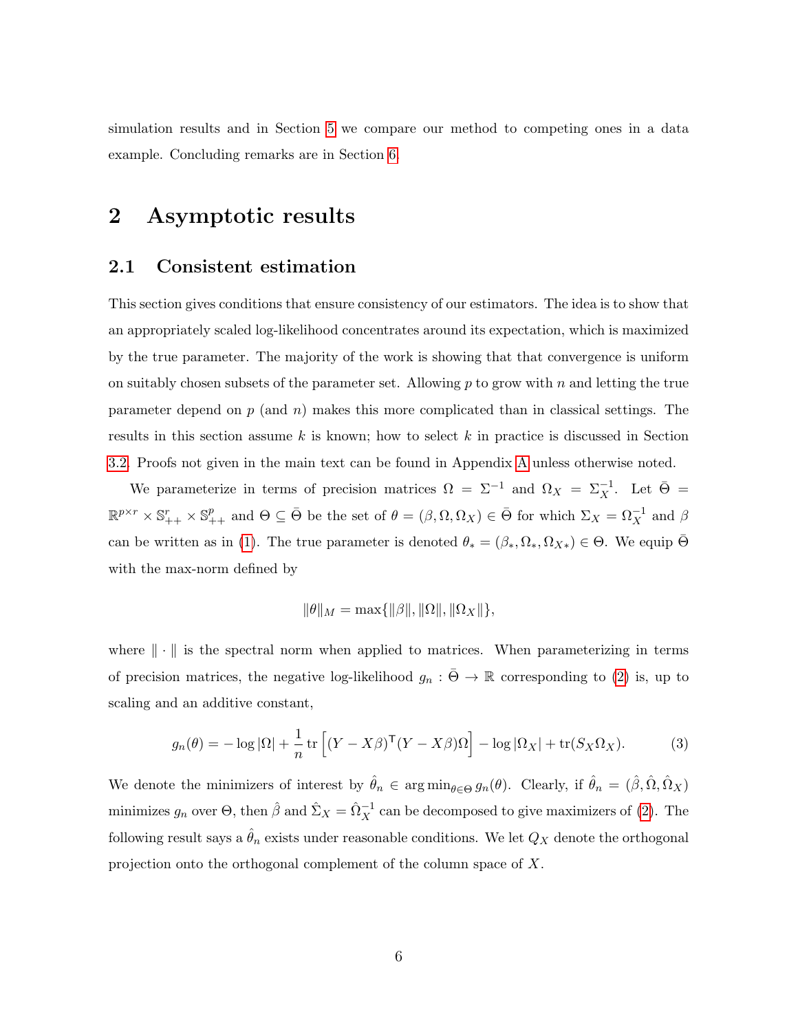simulation results and in Section 5 we compare our method to competing ones in a data example. Concluding remarks are in Section 6.

# 2 Asymptotic results

## 2.1 Consistent estimation

This section gives conditions that ensure consistency of our estimators. The idea is to show that an appropriately scaled log-likelihood concentrates around its expectation, which is maximized by the true parameter. The majority of the work is showing that that convergence is uniform on suitably chosen subsets of the parameter set. Allowing $p$ to grow with $n$ and letting the true parameter depend on $p$ (and $n$) makes this more complicated than in classical settings. The results in this section assume $k$ is known; how to select $k$ in practice is discussed in Section 3.2. Proofs not given in the main text can be found in Appendix A unless otherwise noted.

We parameterize in terms of precision matrices $\Omega = \Sigma^{-1}$ and $\Omega_X = \Sigma_X^{-1}$. Let $\bar{\Theta} = \mathbb{R}^{p\times r} \times \mathbb{S}^r_{++} \times \mathbb{S}^p_{++}$ and $\Theta \subseteq \bar{\Theta}$ be the set of $\theta = (\beta, \Omega, \Omega_X) \in \bar{\Theta}$ for which $\Sigma_X = \Omega_X^{-1}$ and $\beta$ can be written as in (1). The true parameter is denoted $\theta_* = (\beta_*, \Omega_*, \Omega_{X*}) \in \Theta$. We equip $\bar{\Theta}$ with the max-norm defined by

$$\|\theta\|_M = \max\{\|\beta\|, \|\Omega\|, \|\Omega_X\|\},$$

where $\|\cdot\|$ is the spectral norm when applied to matrices. When parameterizing in terms of precision matrices, the negative log-likelihood $g_n : \bar{\Theta} \to \mathbb{R}$ corresponding to (2) is, up to scaling and an additive constant,

$$g_n(\theta) = -\log|\Omega| + \frac{1}{n}\operatorname{tr}\left[(Y - X\beta)^\mathsf{T}(Y - X\beta)\Omega\right] - \log|\Omega_X| + \operatorname{tr}(S_X\Omega_X). \tag{3}$$

We denote the minimizers of interest by $\hat{\theta}_n \in \arg\min_{\theta\in\Theta} g_n(\theta)$. Clearly, if $\hat{\theta}_n = (\hat{\beta}, \hat{\Omega}, \hat{\Omega}_X)$ minimizes $g_n$ over $\Theta$, then $\hat{\beta}$ and $\hat{\Sigma}_X = \hat{\Omega}_X^{-1}$ can be decomposed to give maximizers of (2). The following result says a $\hat{\theta}_n$ exists under reasonable conditions. We let $Q_X$ denote the orthogonal projection onto the orthogonal complement of the column space of $X$.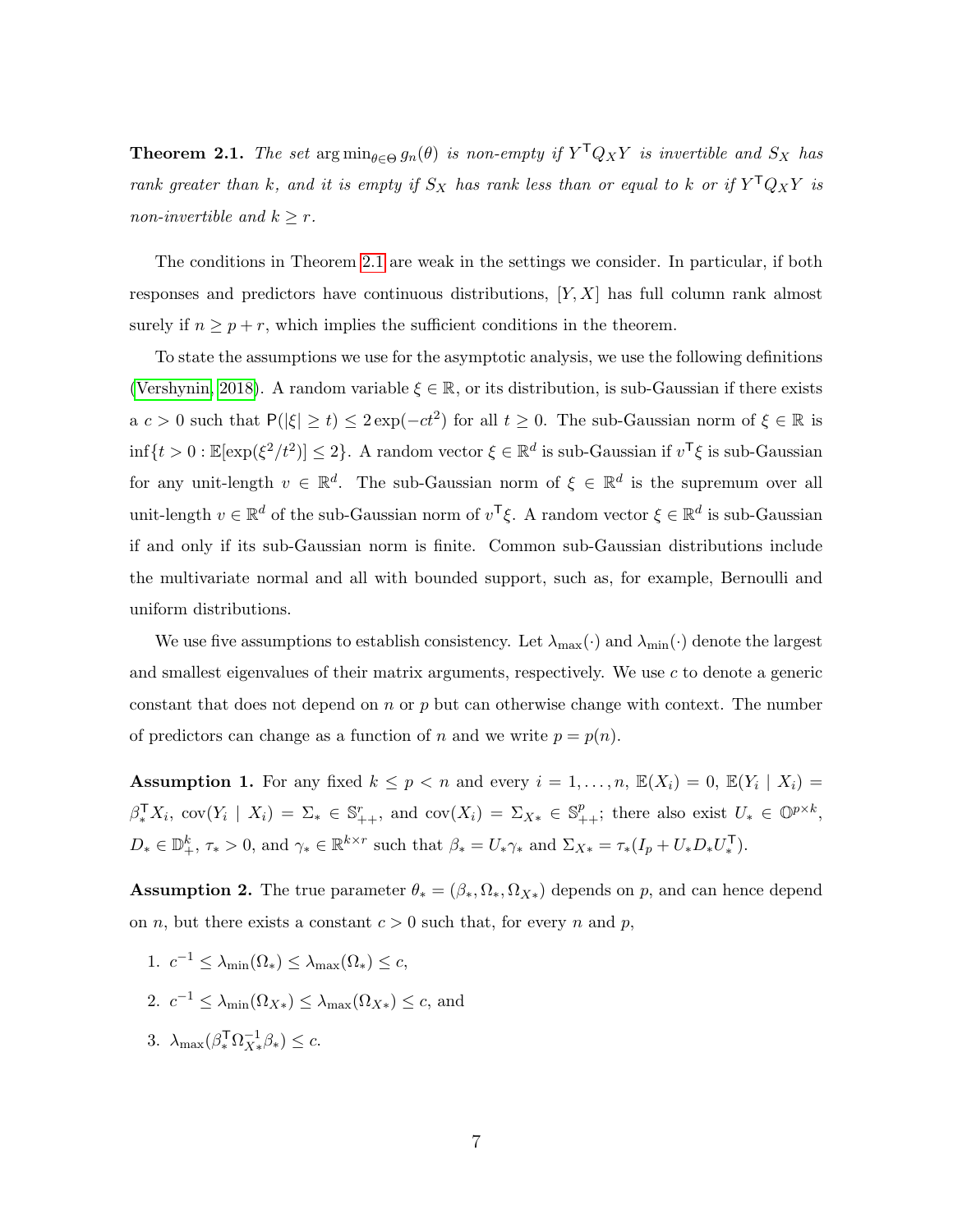**Theorem 2.1.** *The set* $\arg\min_{\theta \in \Theta} g_n(\theta)$ *is non-empty if* $Y^\mathsf{T} Q_X Y$ *is invertible and* $S_X$ *has rank greater than* $k$*, and it is empty if* $S_X$ *has rank less than or equal to* $k$ *or if* $Y^\mathsf{T} Q_X Y$ *is non-invertible and* $k \geq r$*.*

The conditions in Theorem 2.1 are weak in the settings we consider. In particular, if both responses and predictors have continuous distributions, $[Y, X]$ has full column rank almost surely if $n \geq p + r$, which implies the sufficient conditions in the theorem.

To state the assumptions we use for the asymptotic analysis, we use the following definitions (Vershynin, 2018). A random variable $\xi \in \mathbb{R}$, or its distribution, is sub-Gaussian if there exists a $c > 0$ such that $\mathsf{P}(|\xi| \geq t) \leq 2\exp(-ct^2)$ for all $t \geq 0$. The sub-Gaussian norm of $\xi \in \mathbb{R}$ is $\inf\{t > 0 : \mathbb{E}[\exp(\xi^2/t^2)] \leq 2\}$. A random vector $\xi \in \mathbb{R}^d$ is sub-Gaussian if $v^\mathsf{T}\xi$ is sub-Gaussian for any unit-length $v \in \mathbb{R}^d$. The sub-Gaussian norm of $\xi \in \mathbb{R}^d$ is the supremum over all unit-length $v \in \mathbb{R}^d$ of the sub-Gaussian norm of $v^\mathsf{T}\xi$. A random vector $\xi \in \mathbb{R}^d$ is sub-Gaussian if and only if its sub-Gaussian norm is finite. Common sub-Gaussian distributions include the multivariate normal and all with bounded support, such as, for example, Bernoulli and uniform distributions.

We use five assumptions to establish consistency. Let $\lambda_{\max}(\cdot)$ and $\lambda_{\min}(\cdot)$ denote the largest and smallest eigenvalues of their matrix arguments, respectively. We use $c$ to denote a generic constant that does not depend on $n$ or $p$ but can otherwise change with context. The number of predictors can change as a function of $n$ and we write $p = p(n)$.

**Assumption 1.** For any fixed $k \leq p < n$ and every $i = 1, \ldots, n$, $\mathbb{E}(X_i) = 0$, $\mathbb{E}(Y_i \mid X_i) = \beta_*^\mathsf{T} X_i$, $\operatorname{cov}(Y_i \mid X_i) = \Sigma_* \in \mathbb{S}_{++}^r$, and $\operatorname{cov}(X_i) = \Sigma_{X*} \in \mathbb{S}_{++}^p$; there also exist $U_* \in \mathbb{O}^{p \times k}$, $D_* \in \mathbb{D}_+^k$, $\tau_* > 0$, and $\gamma_* \in \mathbb{R}^{k \times r}$ such that $\beta_* = U_* \gamma_*$ and $\Sigma_{X*} = \tau_*(I_p + U_* D_* U_*^\mathsf{T})$.

**Assumption 2.** The true parameter $\theta_* = (\beta_*, \Omega_*, \Omega_{X*})$ depends on $p$, and can hence depend on $n$, but there exists a constant $c > 0$ such that, for every $n$ and $p$,

1. $c^{-1} \leq \lambda_{\min}(\Omega_*) \leq \lambda_{\max}(\Omega_*) \leq c$,
2. $c^{-1} \leq \lambda_{\min}(\Omega_{X*}) \leq \lambda_{\max}(\Omega_{X*}) \leq c$, and
3. $\lambda_{\max}(\beta_*^\mathsf{T} \Omega_{X*}^{-1} \beta_*) \leq c$.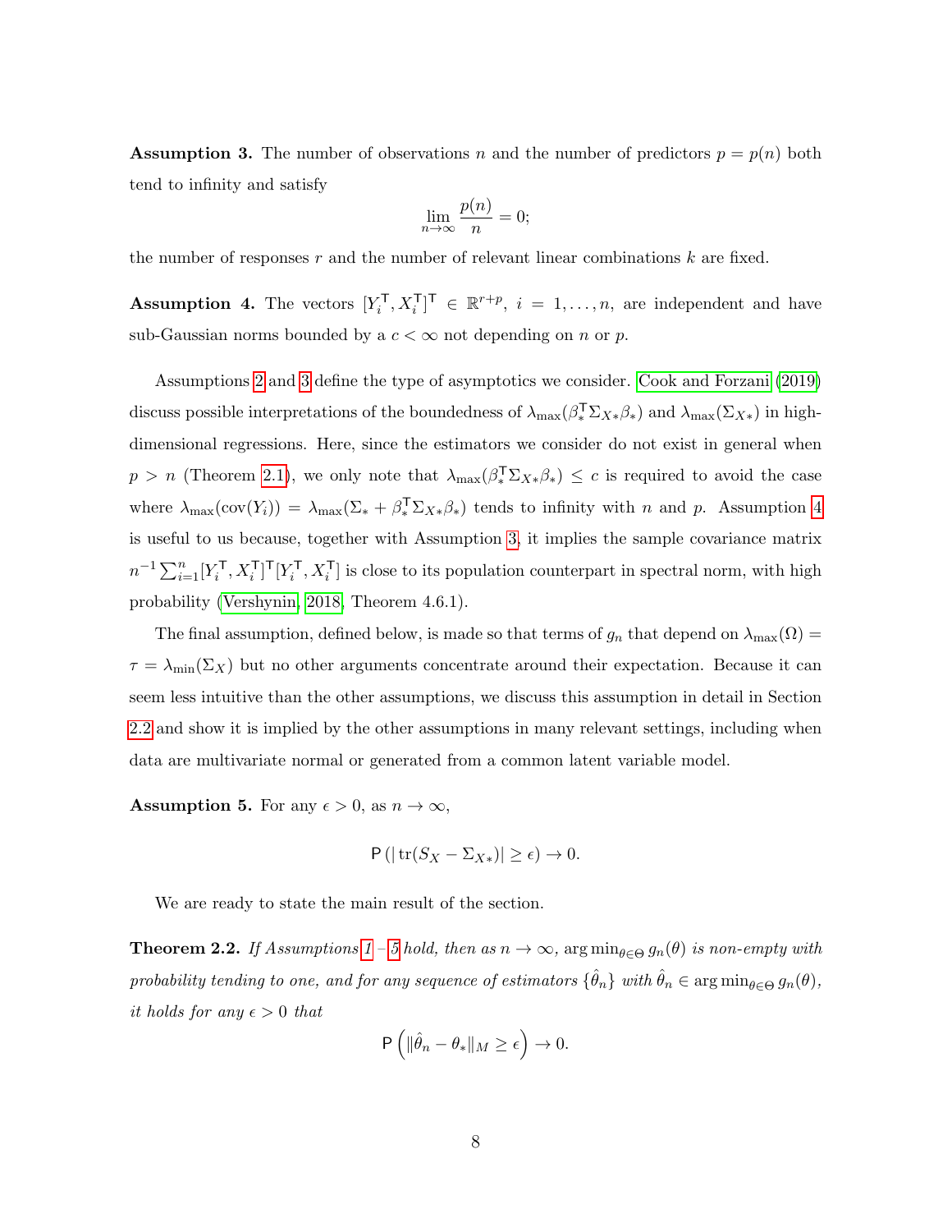**Assumption 3.** The number of observations $n$ and the number of predictors $p = p(n)$ both tend to infinity and satisfy

$$\lim_{n\to\infty} \frac{p(n)}{n} = 0;$$

the number of responses $r$ and the number of relevant linear combinations $k$ are fixed.

**Assumption 4.** The vectors $[Y_i^\mathsf{T}, X_i^\mathsf{T}]^\mathsf{T} \in \mathbb{R}^{r+p}$, $i = 1, \dots, n$, are independent and have sub-Gaussian norms bounded by a $c < \infty$ not depending on $n$ or $p$.

Assumptions 2 and 3 define the type of asymptotics we consider. Cook and Forzani (2019) discuss possible interpretations of the boundedness of $\lambda_{\max}(\beta_*^\mathsf{T}\Sigma_{X*}\beta_*)$ and $\lambda_{\max}(\Sigma_{X*})$ in high-dimensional regressions. Here, since the estimators we consider do not exist in general when $p > n$ (Theorem 2.1), we only note that $\lambda_{\max}(\beta_*^\mathsf{T}\Sigma_{X*}\beta_*) \leq c$ is required to avoid the case where $\lambda_{\max}(\mathrm{cov}(Y_i)) = \lambda_{\max}(\Sigma_* + \beta_*^\mathsf{T}\Sigma_{X*}\beta_*)$ tends to infinity with $n$ and $p$. Assumption 4 is useful to us because, together with Assumption 3, it implies the sample covariance matrix $n^{-1}\sum_{i=1}^n [Y_i^\mathsf{T}, X_i^\mathsf{T}]^\mathsf{T}[Y_i^\mathsf{T}, X_i^\mathsf{T}]$ is close to its population counterpart in spectral norm, with high probability (Vershynin, 2018, Theorem 4.6.1).

The final assumption, defined below, is made so that terms of $g_n$ that depend on $\lambda_{\max}(\Omega) = \tau = \lambda_{\min}(\Sigma_X)$ but no other arguments concentrate around their expectation. Because it can seem less intuitive than the other assumptions, we discuss this assumption in detail in Section 2.2 and show it is implied by the other assumptions in many relevant settings, including when data are multivariate normal or generated from a common latent variable model.

**Assumption 5.** For any $\epsilon > 0$, as $n \to \infty$,

$$\mathsf{P}\left(|\operatorname{tr}(S_X - \Sigma_{X*})| \geq \epsilon\right) \to 0.$$

We are ready to state the main result of the section.

**Theorem 2.2.** *If Assumptions 1 – 5 hold, then as $n \to \infty$, $\arg\min_{\theta\in\Theta} g_n(\theta)$ is non-empty with probability tending to one, and for any sequence of estimators $\{\hat\theta_n\}$ with $\hat\theta_n \in \arg\min_{\theta\in\Theta} g_n(\theta)$, it holds for any $\epsilon > 0$ that*

$$\mathsf{P}\left(\|\hat\theta_n - \theta_*\|_M \geq \epsilon\right) \to 0.$$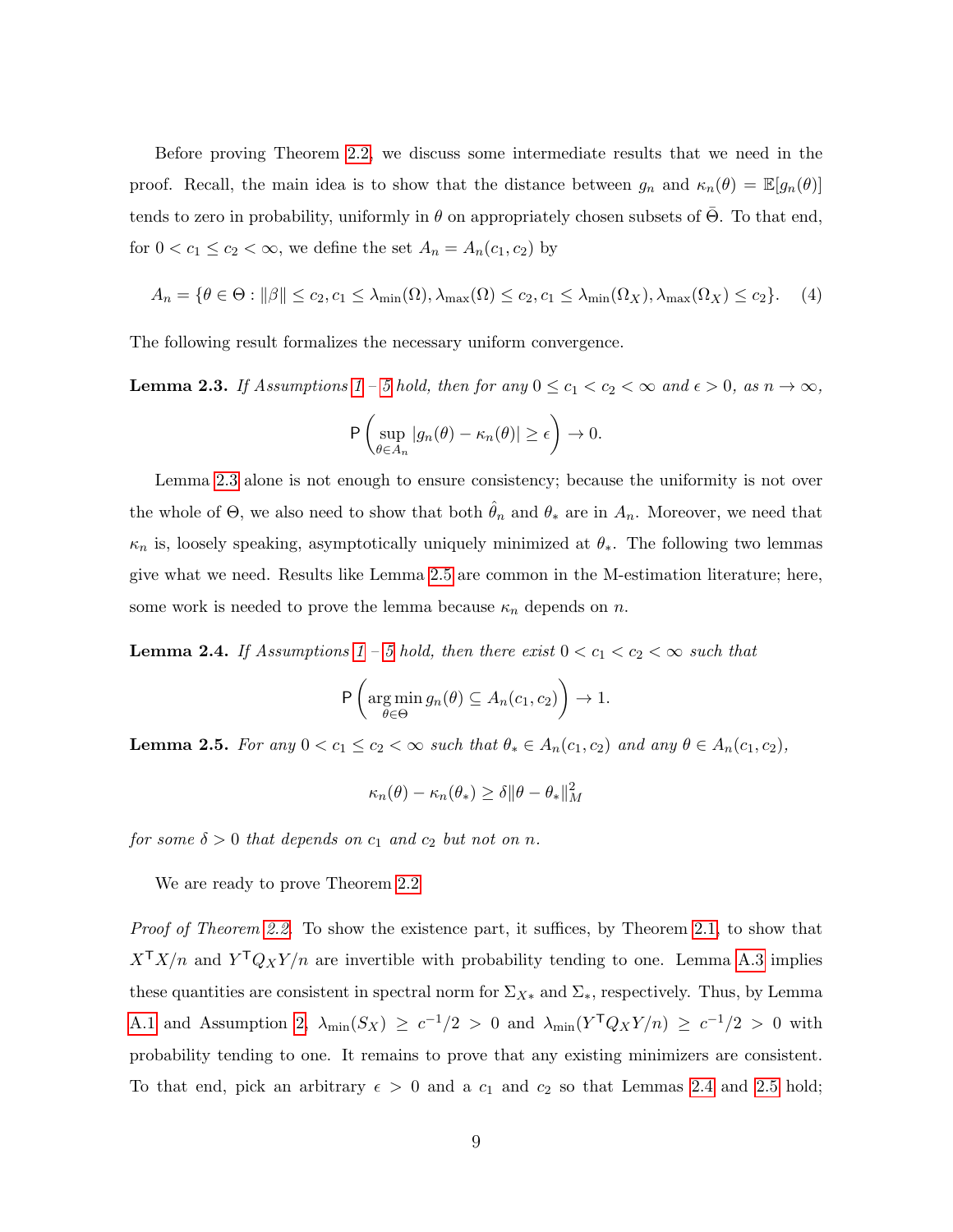Before proving Theorem 2.2, we discuss some intermediate results that we need in the proof. Recall, the main idea is to show that the distance between $g_n$ and $\kappa_n(\theta) = \mathbb{E}[g_n(\theta)]$ tends to zero in probability, uniformly in $\theta$ on appropriately chosen subsets of $\bar{\Theta}$. To that end, for $0 < c_1 \leq c_2 < \infty$, we define the set $A_n = A_n(c_1, c_2)$ by

$$A_n = \{\theta \in \Theta : \|\beta\| \leq c_2, c_1 \leq \lambda_{\min}(\Omega), \lambda_{\max}(\Omega) \leq c_2, c_1 \leq \lambda_{\min}(\Omega_X), \lambda_{\max}(\Omega_X) \leq c_2\}. \quad (4)$$

The following result formalizes the necessary uniform convergence.

**Lemma 2.3.** *If Assumptions 1 – 5 hold, then for any $0 \leq c_1 < c_2 < \infty$ and $\epsilon > 0$, as $n \to \infty$,*

$$\mathsf{P}\left(\sup_{\theta \in A_n} |g_n(\theta) - \kappa_n(\theta)| \geq \epsilon\right) \to 0.$$

Lemma 2.3 alone is not enough to ensure consistency; because the uniformity is not over the whole of $\Theta$, we also need to show that both $\hat{\theta}_n$ and $\theta_*$ are in $A_n$. Moreover, we need that $\kappa_n$ is, loosely speaking, asymptotically uniquely minimized at $\theta_*$. The following two lemmas give what we need. Results like Lemma 2.5 are common in the M-estimation literature; here, some work is needed to prove the lemma because $\kappa_n$ depends on $n$.

**Lemma 2.4.** *If Assumptions 1 – 5 hold, then there exist $0 < c_1 < c_2 < \infty$ such that*

$$\mathsf{P}\left(\arg\min_{\theta \in \Theta} g_n(\theta) \subseteq A_n(c_1, c_2)\right) \to 1.$$

**Lemma 2.5.** *For any $0 < c_1 \leq c_2 < \infty$ such that $\theta_* \in A_n(c_1, c_2)$ and any $\theta \in A_n(c_1, c_2)$,*

$$\kappa_n(\theta) - \kappa_n(\theta_*) \geq \delta \|\theta - \theta_*\|_M^2$$

*for some $\delta > 0$ that depends on $c_1$ and $c_2$ but not on $n$.*

We are ready to prove Theorem 2.2.

*Proof of Theorem 2.2.* To show the existence part, it suffices, by Theorem 2.1, to show that $X^\mathsf{T} X/n$ and $Y^\mathsf{T} Q_X Y/n$ are invertible with probability tending to one. Lemma A.3 implies these quantities are consistent in spectral norm for $\Sigma_{X*}$ and $\Sigma_*$, respectively. Thus, by Lemma A.1 and Assumption 2, $\lambda_{\min}(S_X) \geq c^{-1}/2 > 0$ and $\lambda_{\min}(Y^\mathsf{T} Q_X Y/n) \geq c^{-1}/2 > 0$ with probability tending to one. It remains to prove that any existing minimizers are consistent. To that end, pick an arbitrary $\epsilon > 0$ and a $c_1$ and $c_2$ so that Lemmas 2.4 and 2.5 hold;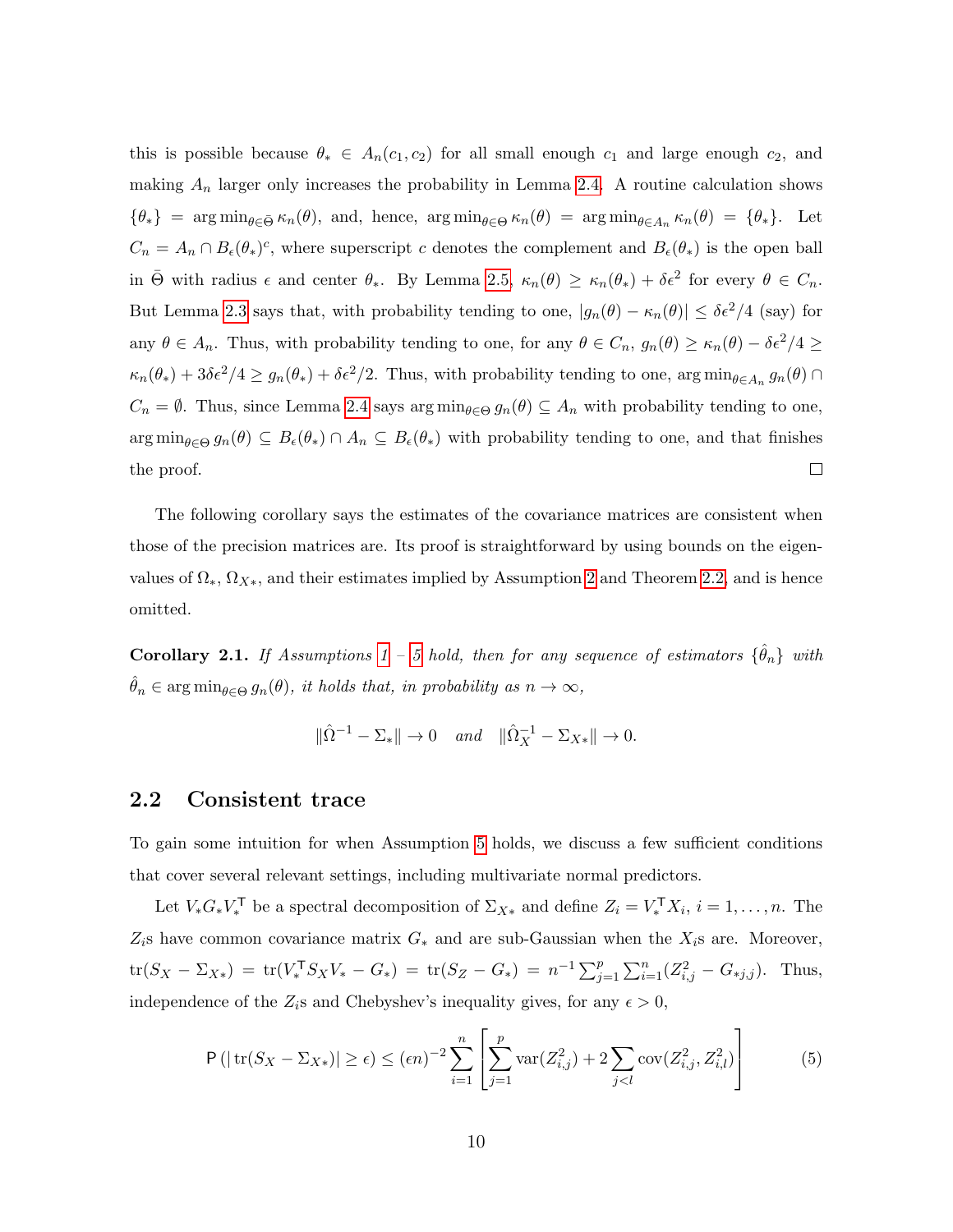this is possible because $\theta_* \in A_n(c_1, c_2)$ for all small enough $c_1$ and large enough $c_2$, and making $A_n$ larger only increases the probability in Lemma 2.4. A routine calculation shows $\{\theta_*\} = \arg\min_{\theta \in \bar{\Theta}} \kappa_n(\theta)$, and, hence, $\arg\min_{\theta\in\Theta} \kappa_n(\theta) = \arg\min_{\theta \in A_n} \kappa_n(\theta) = \{\theta_*\}$. Let $C_n = A_n \cap B_\epsilon(\theta_*)^c$, where superscript $c$ denotes the complement and $B_\epsilon(\theta_*)$ is the open ball in $\bar{\Theta}$ with radius $\epsilon$ and center $\theta_*$. By Lemma 2.5, $\kappa_n(\theta) \geq \kappa_n(\theta_*) + \delta\epsilon^2$ for every $\theta \in C_n$. But Lemma 2.3 says that, with probability tending to one, $|g_n(\theta) - \kappa_n(\theta)| \leq \delta\epsilon^2/4$ (say) for any $\theta \in A_n$. Thus, with probability tending to one, for any $\theta \in C_n$, $g_n(\theta) \geq \kappa_n(\theta) - \delta\epsilon^2/4 \geq \kappa_n(\theta_*) + 3\delta\epsilon^2/4 \geq g_n(\theta_*) + \delta\epsilon^2/2$. Thus, with probability tending to one, $\arg\min_{\theta\in A_n} g_n(\theta) \cap C_n = \emptyset$. Thus, since Lemma 2.4 says $\arg\min_{\theta\in\Theta} g_n(\theta) \subseteq A_n$ with probability tending to one, $\arg\min_{\theta\in\Theta} g_n(\theta) \subseteq B_\epsilon(\theta_*) \cap A_n \subseteq B_\epsilon(\theta_*)$ with probability tending to one, and that finishes the proof. □

The following corollary says the estimates of the covariance matrices are consistent when those of the precision matrices are. Its proof is straightforward by using bounds on the eigenvalues of $\Omega_*$, $\Omega_{X*}$, and their estimates implied by Assumption 2 and Theorem 2.2, and is hence omitted.

**Corollary 2.1.** *If Assumptions 1 – 5 hold, then for any sequence of estimators $\{\hat{\theta}_n\}$ with $\hat{\theta}_n \in \arg\min_{\theta\in\Theta} g_n(\theta)$, it holds that, in probability as $n \to \infty$,*

$$\|\hat{\Omega}^{-1} - \Sigma_*\| \to 0 \quad \textit{and} \quad \|\hat{\Omega}_X^{-1} - \Sigma_{X*}\| \to 0.$$

## 2.2 Consistent trace

To gain some intuition for when Assumption 5 holds, we discuss a few sufficient conditions that cover several relevant settings, including multivariate normal predictors.

Let $V_* G_* V_*^{\mathsf{T}}$ be a spectral decomposition of $\Sigma_{X*}$ and define $Z_i = V_*^{\mathsf{T}} X_i$, $i = 1, \dots, n$. The $Z_i$s have common covariance matrix $G_*$ and are sub-Gaussian when the $X_i$s are. Moreover, $\mathrm{tr}(S_X - \Sigma_{X*}) = \mathrm{tr}(V_*^{\mathsf{T}} S_X V_* - G_*) = \mathrm{tr}(S_Z - G_*) = n^{-1}\sum_{j=1}^p \sum_{i=1}^n (Z_{i,j}^2 - G_{*j,j})$. Thus, independence of the $Z_i$s and Chebyshev's inequality gives, for any $\epsilon > 0$,

$$\mathsf{P}\left(|\,\mathrm{tr}(S_X - \Sigma_{X*})| \geq \epsilon\right) \leq (\epsilon n)^{-2} \sum_{i=1}^n \left[\sum_{j=1}^p \mathrm{var}(Z_{i,j}^2) + 2\sum_{j<l} \mathrm{cov}(Z_{i,j}^2, Z_{i,l}^2)\right] \tag{5}$$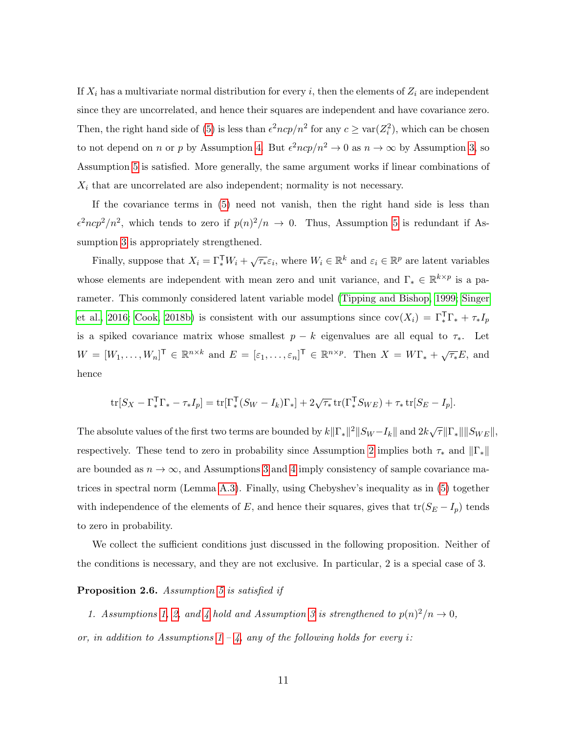If $X_i$ has a multivariate normal distribution for every $i$, then the elements of $Z_i$ are independent since they are uncorrelated, and hence their squares are independent and have covariance zero. Then, the right hand side of (5) is less than $\epsilon^2 ncp/n^2$ for any $c \geq \mathrm{var}(Z_i^2)$, which can be chosen to not depend on $n$ or $p$ by Assumption 4. But $\epsilon^2 ncp/n^2 \to 0$ as $n \to \infty$ by Assumption 3, so Assumption 5 is satisfied. More generally, the same argument works if linear combinations of $X_i$ that are uncorrelated are also independent; normality is not necessary.

If the covariance terms in (5) need not vanish, then the right hand side is less than $\epsilon^2 ncp^2/n^2$, which tends to zero if $p(n)^2/n \to 0$. Thus, Assumption 5 is redundant if Assumption 3 is appropriately strengthened.

Finally, suppose that $X_i = \Gamma_*^{\mathsf{T}} W_i + \sqrt{\tau_*}\varepsilon_i$, where $W_i \in \mathbb{R}^k$ and $\varepsilon_i \in \mathbb{R}^p$ are latent variables whose elements are independent with mean zero and unit variance, and $\Gamma_* \in \mathbb{R}^{k \times p}$ is a parameter. This commonly considered latent variable model (Tipping and Bishop, 1999; Singer et al., 2016; Cook, 2018b) is consistent with our assumptions since $\mathrm{cov}(X_i) = \Gamma_*^{\mathsf{T}}\Gamma_* + \tau_* I_p$ is a spiked covariance matrix whose smallest $p - k$ eigenvalues are all equal to $\tau_*$. Let $W = [W_1, \ldots, W_n]^{\mathsf{T}} \in \mathbb{R}^{n \times k}$ and $E = [\varepsilon_1, \ldots, \varepsilon_n]^{\mathsf{T}} \in \mathbb{R}^{n \times p}$. Then $X = W\Gamma_* + \sqrt{\tau_*}E$, and hence

$$\mathrm{tr}[S_X - \Gamma_*^{\mathsf{T}}\Gamma_* - \tau_* I_p] = \mathrm{tr}[\Gamma_*^{\mathsf{T}}(S_W - I_k)\Gamma_*] + 2\sqrt{\tau_*}\,\mathrm{tr}(\Gamma_*^{\mathsf{T}} S_{WE}) + \tau_*\,\mathrm{tr}[S_E - I_p].$$

The absolute values of the first two terms are bounded by $k\|\Gamma_*\|^2\|S_W - I_k\|$ and $2k\sqrt{\tau}\|\Gamma_*\|\|S_{WE}\|$, respectively. These tend to zero in probability since Assumption 2 implies both $\tau_*$ and $\|\Gamma_*\|$ are bounded as $n \to \infty$, and Assumptions 3 and 4 imply consistency of sample covariance matrices in spectral norm (Lemma A.3). Finally, using Chebyshev's inequality as in (5) together with independence of the elements of $E$, and hence their squares, gives that $\mathrm{tr}(S_E - I_p)$ tends to zero in probability.

We collect the sufficient conditions just discussed in the following proposition. Neither of the conditions is necessary, and they are not exclusive. In particular, 2 is a special case of 3.

**Proposition 2.6.** *Assumption 5 is satisfied if*

1. *Assumptions 1, 2, and 4 hold and Assumption 3 is strengthened to $p(n)^2/n \to 0$,*

*or, in addition to Assumptions 1 – 4, any of the following holds for every $i$:*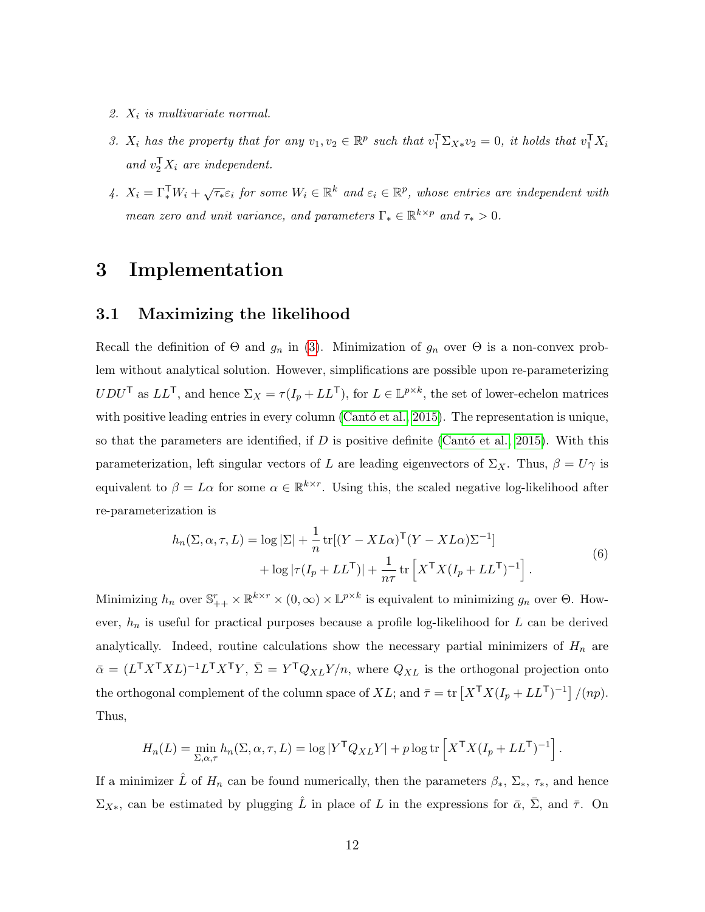2. *$X_i$ is multivariate normal.*

3. *$X_i$ has the property that for any $v_1, v_2 \in \mathbb{R}^p$ such that $v_1^\mathsf{T} \Sigma_{X*} v_2 = 0$, it holds that $v_1^\mathsf{T} X_i$ and $v_2^\mathsf{T} X_i$ are independent.*

4. *$X_i = \Gamma_*^\mathsf{T} W_i + \sqrt{\tau_*}\varepsilon_i$ for some $W_i \in \mathbb{R}^k$ and $\varepsilon_i \in \mathbb{R}^p$, whose entries are independent with mean zero and unit variance, and parameters $\Gamma_* \in \mathbb{R}^{k \times p}$ and $\tau_* > 0$.*

# 3 Implementation

## 3.1 Maximizing the likelihood

Recall the definition of $\Theta$ and $g_n$ in (3). Minimization of $g_n$ over $\Theta$ is a non-convex problem without analytical solution. However, simplifications are possible upon re-parameterizing $UDU^\mathsf{T}$ as $LL^\mathsf{T}$, and hence $\Sigma_X = \tau(I_p + LL^\mathsf{T})$, for $L \in \mathbb{L}^{p \times k}$, the set of lower-echelon matrices with positive leading entries in every column (Cantó et al., 2015). The representation is unique, so that the parameters are identified, if $D$ is positive definite (Cantó et al., 2015). With this parameterization, left singular vectors of $L$ are leading eigenvectors of $\Sigma_X$. Thus, $\beta = U\gamma$ is equivalent to $\beta = L\alpha$ for some $\alpha \in \mathbb{R}^{k \times r}$. Using this, the scaled negative log-likelihood after re-parameterization is

$$
\begin{aligned}
h_n(\Sigma, \alpha, \tau, L) = \log|\Sigma| &+ \frac{1}{n}\operatorname{tr}[(Y - XL\alpha)^\mathsf{T}(Y - XL\alpha)\Sigma^{-1}] \\
&+ \log|\tau(I_p + LL^\mathsf{T})| + \frac{1}{n\tau}\operatorname{tr}\left[X^\mathsf{T} X(I_p + LL^\mathsf{T})^{-1}\right].
\end{aligned}
\tag{6}
$$

Minimizing $h_n$ over $\mathbb{S}^r_{++} \times \mathbb{R}^{k \times r} \times (0, \infty) \times \mathbb{L}^{p \times k}$ is equivalent to minimizing $g_n$ over $\Theta$. However, $h_n$ is useful for practical purposes because a profile log-likelihood for $L$ can be derived analytically. Indeed, routine calculations show the necessary partial minimizers of $H_n$ are $\bar{\alpha} = (L^\mathsf{T} X^\mathsf{T} XL)^{-1} L^\mathsf{T} X^\mathsf{T} Y$, $\bar{\Sigma} = Y^\mathsf{T} Q_{XL} Y/n$, where $Q_{XL}$ is the orthogonal projection onto the orthogonal complement of the column space of $XL$; and $\bar{\tau} = \operatorname{tr}\left[X^\mathsf{T} X(I_p + LL^\mathsf{T})^{-1}\right]/(np)$. Thus,

$$
H_n(L) = \min_{\Sigma, \alpha, \tau} h_n(\Sigma, \alpha, \tau, L) = \log|Y^\mathsf{T} Q_{XL} Y| + p \log \operatorname{tr}\left[X^\mathsf{T} X(I_p + LL^\mathsf{T})^{-1}\right].
$$

If a minimizer $\hat{L}$ of $H_n$ can be found numerically, then the parameters $\beta_*$, $\Sigma_*$, $\tau_*$, and hence $\Sigma_{X*}$, can be estimated by plugging $\hat{L}$ in place of $L$ in the expressions for $\bar{\alpha}$, $\bar{\Sigma}$, and $\bar{\tau}$. On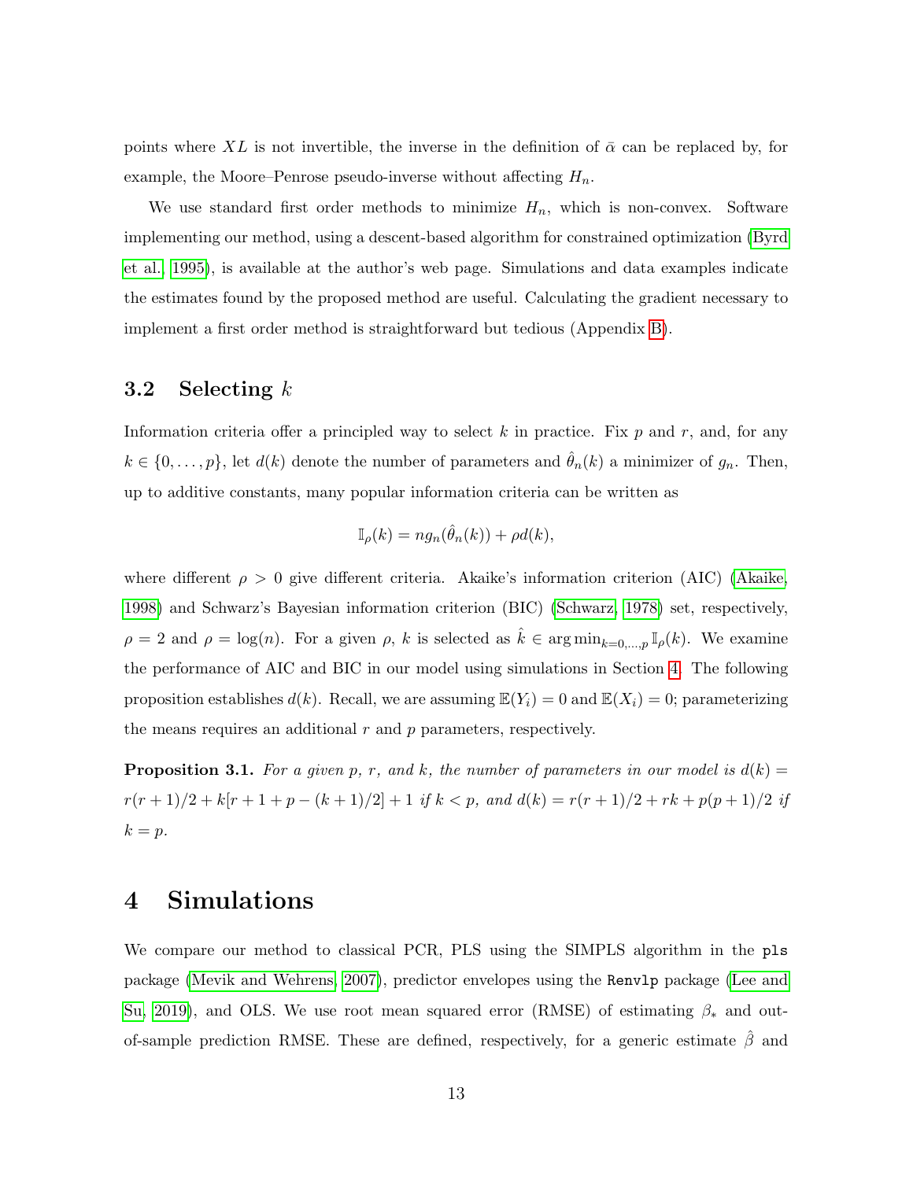points where $XL$ is not invertible, the inverse in the definition of $\bar{\alpha}$ can be replaced by, for example, the Moore–Penrose pseudo-inverse without affecting $H_n$.

We use standard first order methods to minimize $H_n$, which is non-convex. Software implementing our method, using a descent-based algorithm for constrained optimization (Byrd et al., 1995), is available at the author's web page. Simulations and data examples indicate the estimates found by the proposed method are useful. Calculating the gradient necessary to implement a first order method is straightforward but tedious (Appendix B).

## 3.2 Selecting $k$

Information criteria offer a principled way to select $k$ in practice. Fix $p$ and $r$, and, for any $k \in \{0, \ldots, p\}$, let $d(k)$ denote the number of parameters and $\hat{\theta}_n(k)$ a minimizer of $g_n$. Then, up to additive constants, many popular information criteria can be written as

$$\mathbb{I}_\rho(k) = n g_n(\hat{\theta}_n(k)) + \rho d(k),$$

where different $\rho > 0$ give different criteria. Akaike's information criterion (AIC) (Akaike, 1998) and Schwarz's Bayesian information criterion (BIC) (Schwarz, 1978) set, respectively, $\rho = 2$ and $\rho = \log(n)$. For a given $\rho$, $k$ is selected as $\hat{k} \in \arg\min_{k=0,\ldots,p} \mathbb{I}_\rho(k)$. We examine the performance of AIC and BIC in our model using simulations in Section 4. The following proposition establishes $d(k)$. Recall, we are assuming $\mathbb{E}(Y_i) = 0$ and $\mathbb{E}(X_i) = 0$; parameterizing the means requires an additional $r$ and $p$ parameters, respectively.

**Proposition 3.1.** *For a given $p$, $r$, and $k$, the number of parameters in our model is $d(k) = r(r+1)/2 + k[r + 1 + p - (k+1)/2] + 1$ if $k < p$, and $d(k) = r(r+1)/2 + rk + p(p+1)/2$ if $k = p$.*

# 4 Simulations

We compare our method to classical PCR, PLS using the SIMPLS algorithm in the `pls` package (Mevik and Wehrens, 2007), predictor envelopes using the `Renvlp` package (Lee and Su, 2019), and OLS. We use root mean squared error (RMSE) of estimating $\beta_*$ and out-of-sample prediction RMSE. These are defined, respectively, for a generic estimate $\hat{\beta}$ and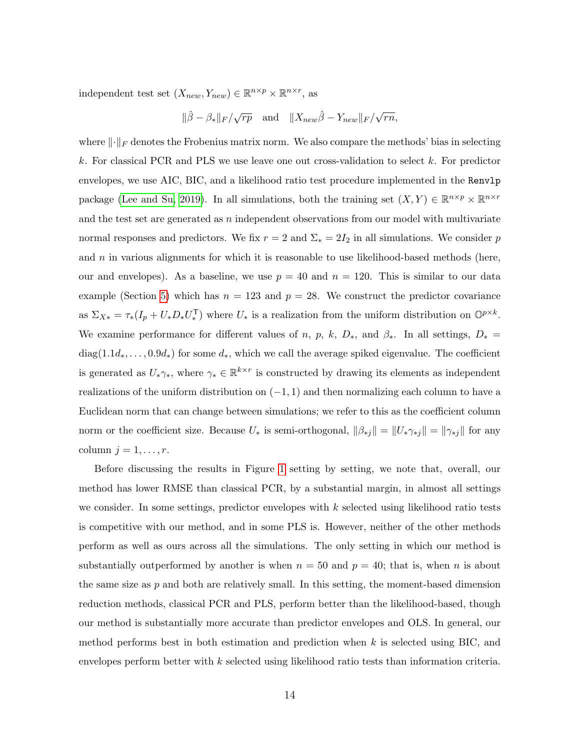independent test set $(X_{new}, Y_{new}) \in \mathbb{R}^{n \times p} \times \mathbb{R}^{n \times r}$, as

$$\|\hat{\beta} - \beta_*\|_F / \sqrt{rp} \quad \text{and} \quad \|X_{new}\hat{\beta} - Y_{new}\|_F / \sqrt{rn},$$

where $\|\cdot\|_F$ denotes the Frobenius matrix norm. We also compare the methods' bias in selecting $k$. For classical PCR and PLS we use leave one out cross-validation to select $k$. For predictor envelopes, we use AIC, BIC, and a likelihood ratio test procedure implemented in the `Renvlp` package (Lee and Su, 2019). In all simulations, both the training set $(X, Y) \in \mathbb{R}^{n \times p} \times \mathbb{R}^{n \times r}$ and the test set are generated as $n$ independent observations from our model with multivariate normal responses and predictors. We fix $r = 2$ and $\Sigma_* = 2I_2$ in all simulations. We consider $p$ and $n$ in various alignments for which it is reasonable to use likelihood-based methods (here, our and envelopes). As a baseline, we use $p = 40$ and $n = 120$. This is similar to our data example (Section 5) which has $n = 123$ and $p = 28$. We construct the predictor covariance as $\Sigma_{X*} = \tau_*(I_p + U_* D_* U_*^{\mathsf{T}})$ where $U_*$ is a realization from the uniform distribution on $\mathbb{O}^{p \times k}$. We examine performance for different values of $n$, $p$, $k$, $D_*$, and $\beta_*$. In all settings, $D_* = \operatorname{diag}(1.1d_*, \ldots, 0.9d_*)$ for some $d_*$, which we call the average spiked eigenvalue. The coefficient is generated as $U_*\gamma_*$, where $\gamma_* \in \mathbb{R}^{k \times r}$ is constructed by drawing its elements as independent realizations of the uniform distribution on $(-1, 1)$ and then normalizing each column to have a Euclidean norm that can change between simulations; we refer to this as the coefficient column norm or the coefficient size. Because $U_*$ is semi-orthogonal, $\|\beta_{*j}\| = \|U_*\gamma_{*j}\| = \|\gamma_{*j}\|$ for any column $j = 1, \ldots, r$.

Before discussing the results in Figure 1 setting by setting, we note that, overall, our method has lower RMSE than classical PCR, by a substantial margin, in almost all settings we consider. In some settings, predictor envelopes with $k$ selected using likelihood ratio tests is competitive with our method, and in some PLS is. However, neither of the other methods perform as well as ours across all the simulations. The only setting in which our method is substantially outperformed by another is when $n = 50$ and $p = 40$; that is, when $n$ is about the same size as $p$ and both are relatively small. In this setting, the moment-based dimension reduction methods, classical PCR and PLS, perform better than the likelihood-based, though our method is substantially more accurate than predictor envelopes and OLS. In general, our method performs best in both estimation and prediction when $k$ is selected using BIC, and envelopes perform better with $k$ selected using likelihood ratio tests than information criteria.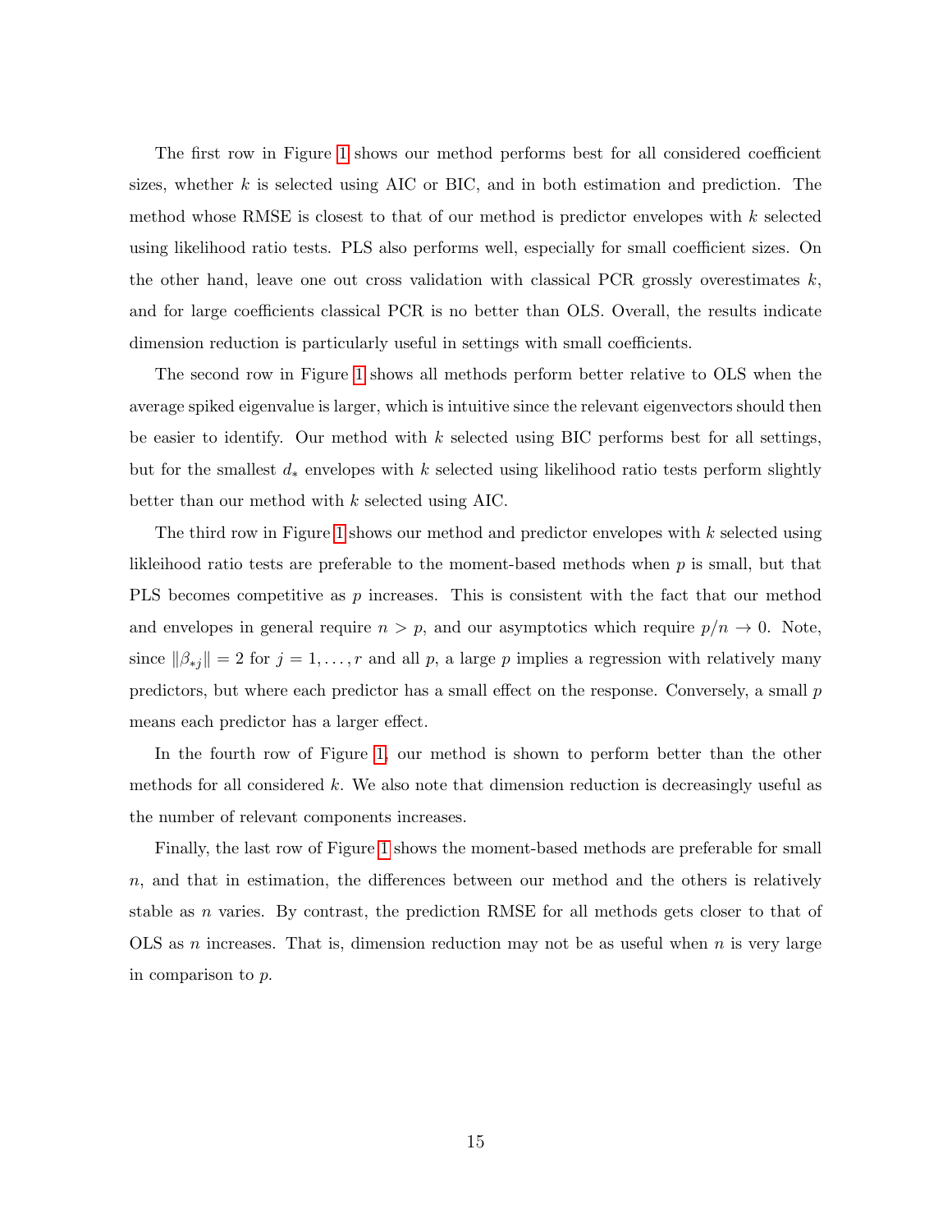The first row in Figure 1 shows our method performs best for all considered coefficient sizes, whether $k$ is selected using AIC or BIC, and in both estimation and prediction. The method whose RMSE is closest to that of our method is predictor envelopes with $k$ selected using likelihood ratio tests. PLS also performs well, especially for small coefficient sizes. On the other hand, leave one out cross validation with classical PCR grossly overestimates $k$, and for large coefficients classical PCR is no better than OLS. Overall, the results indicate dimension reduction is particularly useful in settings with small coefficients.

The second row in Figure 1 shows all methods perform better relative to OLS when the average spiked eigenvalue is larger, which is intuitive since the relevant eigenvectors should then be easier to identify. Our method with $k$ selected using BIC performs best for all settings, but for the smallest $d_*$ envelopes with $k$ selected using likelihood ratio tests perform slightly better than our method with $k$ selected using AIC.

The third row in Figure 1 shows our method and predictor envelopes with $k$ selected using lkleihood ratio tests are preferable to the moment-based methods when $p$ is small, but that PLS becomes competitive as $p$ increases. This is consistent with the fact that our method and envelopes in general require $n > p$, and our asymptotics which require $p/n \to 0$. Note, since $\|\beta_{*j}\| = 2$ for $j = 1, \dots, r$ and all $p$, a large $p$ implies a regression with relatively many predictors, but where each predictor has a small effect on the response. Conversely, a small $p$ means each predictor has a larger effect.

In the fourth row of Figure 1, our method is shown to perform better than the other methods for all considered $k$. We also note that dimension reduction is decreasingly useful as the number of relevant components increases.

Finally, the last row of Figure 1 shows the moment-based methods are preferable for small $n$, and that in estimation, the differences between our method and the others is relatively stable as $n$ varies. By contrast, the prediction RMSE for all methods gets closer to that of OLS as $n$ increases. That is, dimension reduction may not be as useful when $n$ is very large in comparison to $p$.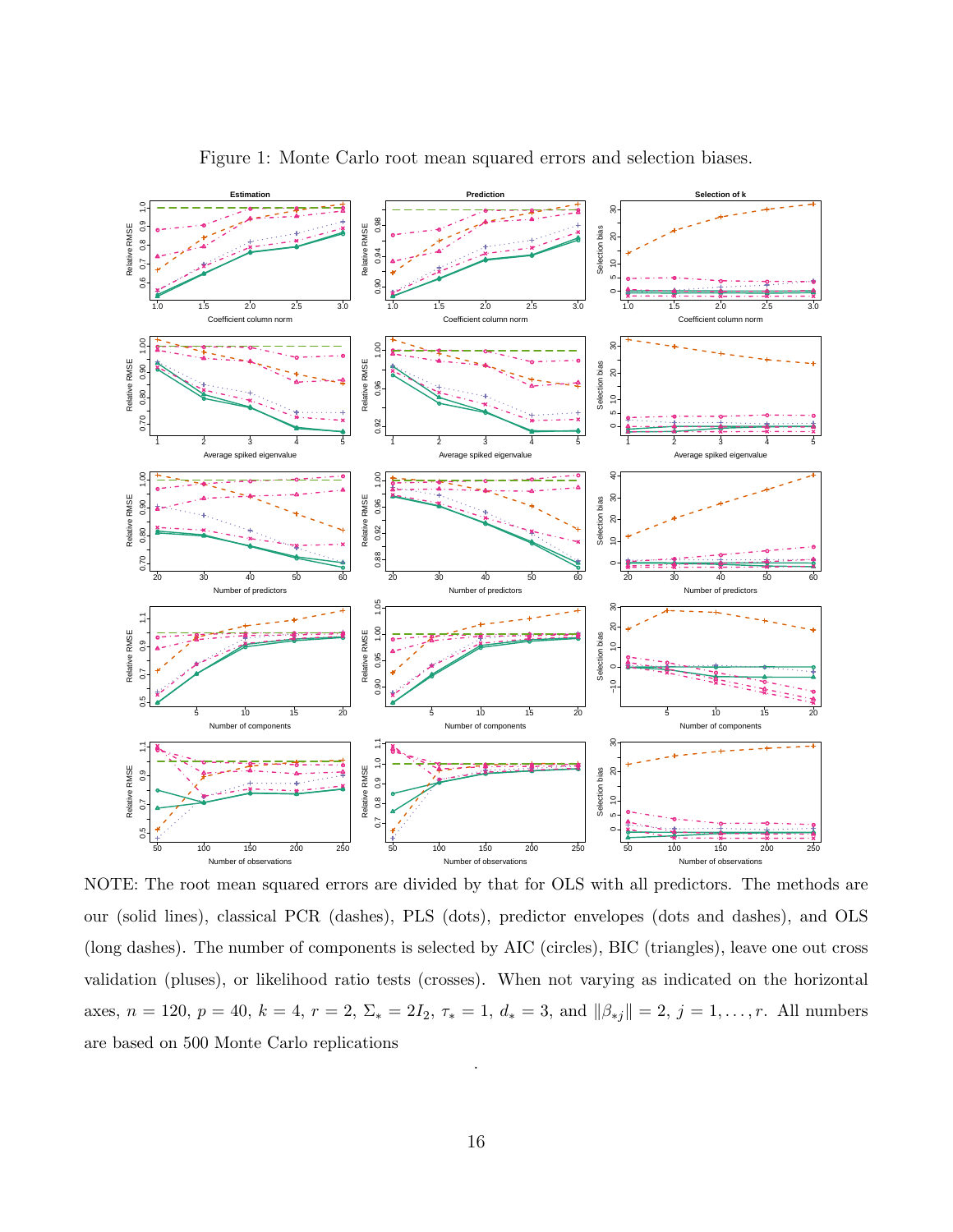Figure 1: Monte Carlo root mean squared errors and selection biases.

NOTE: The root mean squared errors are divided by that for OLS with all predictors. The methods are our (solid lines), classical PCR (dashes), PLS (dots), predictor envelopes (dots and dashes), and OLS (long dashes). The number of components is selected by AIC (circles), BIC (triangles), leave one out cross validation (pluses), or likelihood ratio tests (crosses). When not varying as indicated on the horizontal axes, $n = 120$, $p = 40$, $k = 4$, $r = 2$, $\Sigma_* = 2I_2$, $\tau_* = 1$, $d_* = 3$, and $\|\beta_{*j}\| = 2$, $j = 1, \ldots, r$. All numbers are based on 500 Monte Carlo replications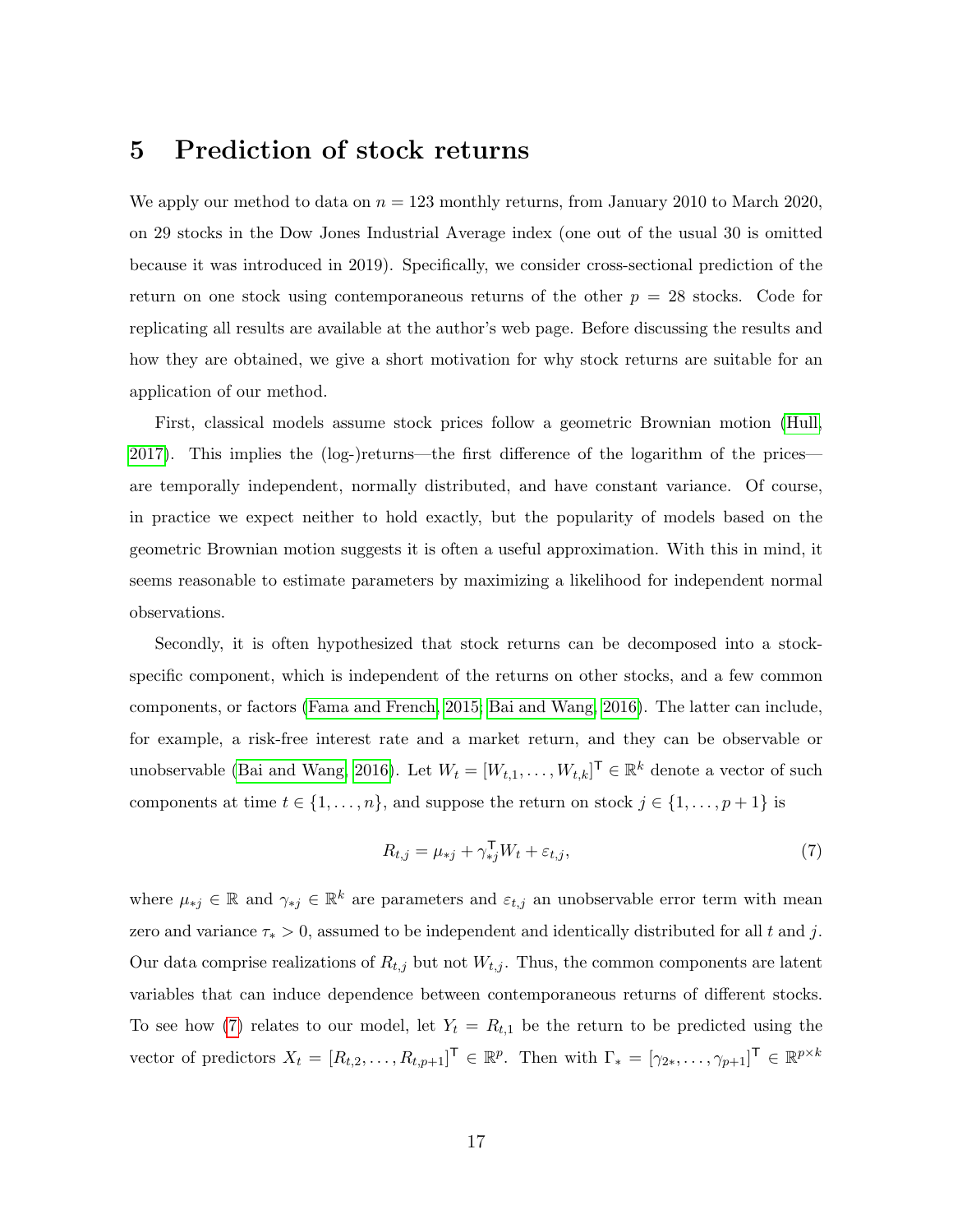# 5 Prediction of stock returns

We apply our method to data on $n = 123$ monthly returns, from January 2010 to March 2020, on 29 stocks in the Dow Jones Industrial Average index (one out of the usual 30 is omitted because it was introduced in 2019). Specifically, we consider cross-sectional prediction of the return on one stock using contemporaneous returns of the other $p = 28$ stocks. Code for replicating all results are available at the author's web page. Before discussing the results and how they are obtained, we give a short motivation for why stock returns are suitable for an application of our method.

First, classical models assume stock prices follow a geometric Brownian motion (Hull, 2017). This implies the (log-)returns—the first difference of the logarithm of the prices—are temporally independent, normally distributed, and have constant variance. Of course, in practice we expect neither to hold exactly, but the popularity of models based on the geometric Brownian motion suggests it is often a useful approximation. With this in mind, it seems reasonable to estimate parameters by maximizing a likelihood for independent normal observations.

Secondly, it is often hypothesized that stock returns can be decomposed into a stock-specific component, which is independent of the returns on other stocks, and a few common components, or factors (Fama and French, 2015; Bai and Wang, 2016). The latter can include, for example, a risk-free interest rate and a market return, and they can be observable or unobservable (Bai and Wang, 2016). Let $W_t = [W_{t,1}, \dots, W_{t,k}]^\mathsf{T} \in \mathbb{R}^k$ denote a vector of such components at time $t \in \{1, \dots, n\}$, and suppose the return on stock $j \in \{1, \dots, p+1\}$ is

$$R_{t,j} = \mu_{*j} + \gamma_{*j}^\mathsf{T} W_t + \varepsilon_{t,j}, \tag{7}$$

where $\mu_{*j} \in \mathbb{R}$ and $\gamma_{*j} \in \mathbb{R}^k$ are parameters and $\varepsilon_{t,j}$ an unobservable error term with mean zero and variance $\tau_* > 0$, assumed to be independent and identically distributed for all $t$ and $j$. Our data comprise realizations of $R_{t,j}$ but not $W_{t,j}$. Thus, the common components are latent variables that can induce dependence between contemporaneous returns of different stocks. To see how (7) relates to our model, let $Y_t = R_{t,1}$ be the return to be predicted using the vector of predictors $X_t = [R_{t,2}, \dots, R_{t,p+1}]^\mathsf{T} \in \mathbb{R}^p$. Then with $\Gamma_* = [\gamma_{2*}, \dots, \gamma_{p+1}]^\mathsf{T} \in \mathbb{R}^{p \times k}$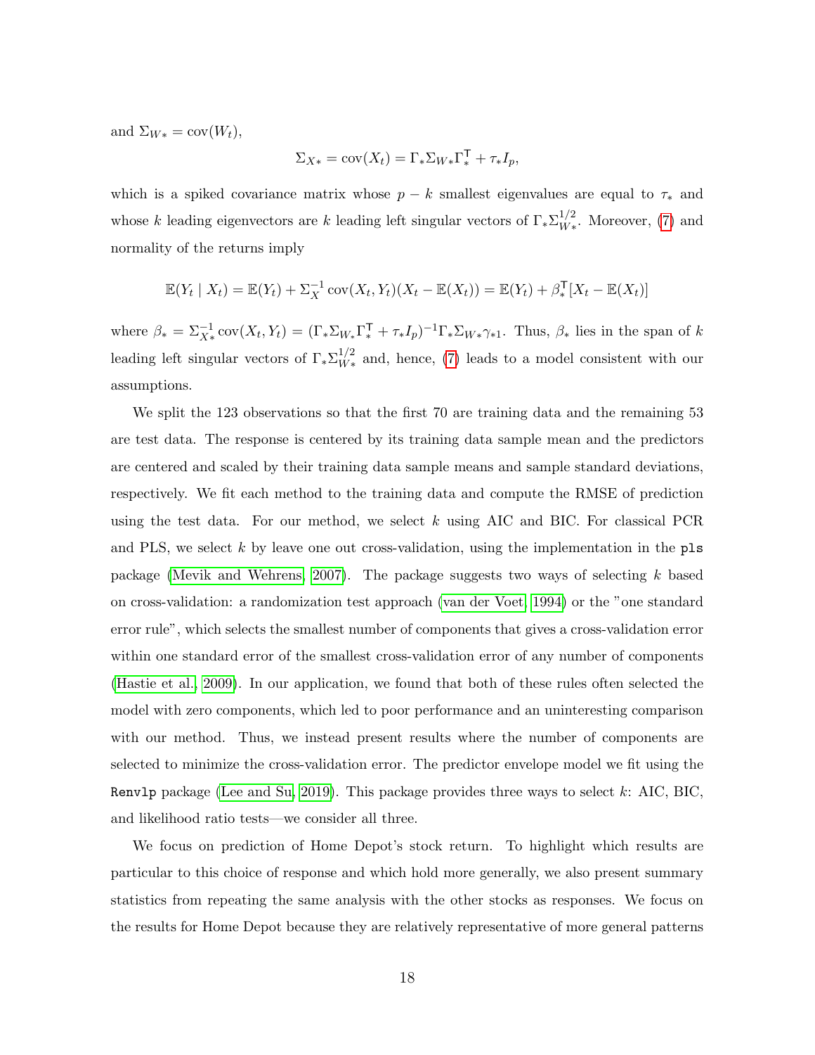and $\Sigma_{W*} = \text{cov}(W_t)$,

$$\Sigma_{X*} = \text{cov}(X_t) = \Gamma_* \Sigma_{W*} \Gamma_*^\mathsf{T} + \tau_* I_p,$$

which is a spiked covariance matrix whose $p - k$ smallest eigenvalues are equal to $\tau_*$ and whose $k$ leading eigenvectors are $k$ leading left singular vectors of $\Gamma_* \Sigma_{W*}^{1/2}$. Moreover, (7) and normality of the returns imply

$$\mathbb{E}(Y_t \mid X_t) = \mathbb{E}(Y_t) + \Sigma_X^{-1} \text{cov}(X_t, Y_t)(X_t - \mathbb{E}(X_t)) = \mathbb{E}(Y_t) + \beta_*^\mathsf{T}[X_t - \mathbb{E}(X_t)]$$

where $\beta_* = \Sigma_{X*}^{-1} \text{cov}(X_t, Y_t) = (\Gamma_* \Sigma_{W*} \Gamma_*^\mathsf{T} + \tau_* I_p)^{-1} \Gamma_* \Sigma_{W*} \gamma_{*1}$. Thus, $\beta_*$ lies in the span of $k$ leading left singular vectors of $\Gamma_* \Sigma_{W*}^{1/2}$ and, hence, (7) leads to a model consistent with our assumptions.

We split the 123 observations so that the first 70 are training data and the remaining 53 are test data. The response is centered by its training data sample mean and the predictors are centered and scaled by their training data sample means and sample standard deviations, respectively. We fit each method to the training data and compute the RMSE of prediction using the test data. For our method, we select $k$ using AIC and BIC. For classical PCR and PLS, we select $k$ by leave one out cross-validation, using the implementation in the `pls` package (Mevik and Wehrens, 2007). The package suggests two ways of selecting $k$ based on cross-validation: a randomization test approach (van der Voet, 1994) or the "one standard error rule", which selects the smallest number of components that gives a cross-validation error within one standard error of the smallest cross-validation error of any number of components (Hastie et al., 2009). In our application, we found that both of these rules often selected the model with zero components, which led to poor performance and an uninteresting comparison with our method. Thus, we instead present results where the number of components are selected to minimize the cross-validation error. The predictor envelope model we fit using the `Renvlp` package (Lee and Su, 2019). This package provides three ways to select $k$: AIC, BIC, and likelihood ratio tests—we consider all three.

We focus on prediction of Home Depot's stock return. To highlight which results are particular to this choice of response and which hold more generally, we also present summary statistics from repeating the same analysis with the other stocks as responses. We focus on the results for Home Depot because they are relatively representative of more general patterns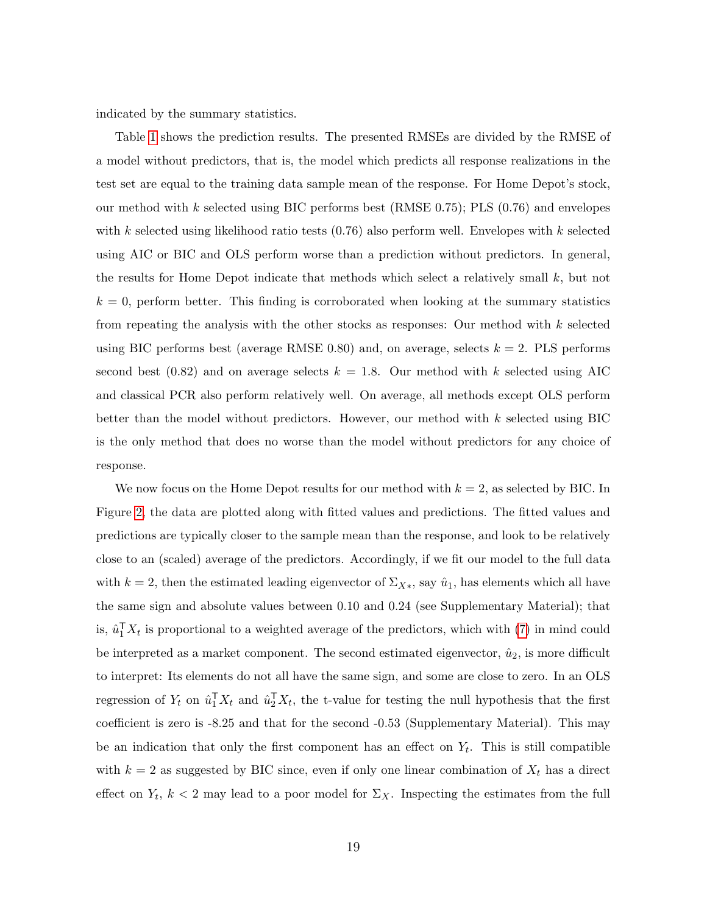indicated by the summary statistics.

Table 1 shows the prediction results. The presented RMSEs are divided by the RMSE of a model without predictors, that is, the model which predicts all response realizations in the test set are equal to the training data sample mean of the response. For Home Depot's stock, our method with $k$ selected using BIC performs best (RMSE 0.75); PLS (0.76) and envelopes with $k$ selected using likelihood ratio tests (0.76) also perform well. Envelopes with $k$ selected using AIC or BIC and OLS perform worse than a prediction without predictors. In general, the results for Home Depot indicate that methods which select a relatively small $k$, but not $k = 0$, perform better. This finding is corroborated when looking at the summary statistics from repeating the analysis with the other stocks as responses: Our method with $k$ selected using BIC performs best (average RMSE 0.80) and, on average, selects $k = 2$. PLS performs second best (0.82) and on average selects $k = 1.8$. Our method with $k$ selected using AIC and classical PCR also perform relatively well. On average, all methods except OLS perform better than the model without predictors. However, our method with $k$ selected using BIC is the only method that does no worse than the model without predictors for any choice of response.

We now focus on the Home Depot results for our method with $k = 2$, as selected by BIC. In Figure 2, the data are plotted along with fitted values and predictions. The fitted values and predictions are typically closer to the sample mean than the response, and look to be relatively close to an (scaled) average of the predictors. Accordingly, if we fit our model to the full data with $k = 2$, then the estimated leading eigenvector of $\Sigma_{X*}$, say $\hat{u}_1$, has elements which all have the same sign and absolute values between 0.10 and 0.24 (see Supplementary Material); that is, $\hat{u}_1^\mathsf{T} X_t$ is proportional to a weighted average of the predictors, which with (7) in mind could be interpreted as a market component. The second estimated eigenvector, $\hat{u}_2$, is more difficult to interpret: Its elements do not all have the same sign, and some are close to zero. In an OLS regression of $Y_t$ on $\hat{u}_1^\mathsf{T} X_t$ and $\hat{u}_2^\mathsf{T} X_t$, the t-value for testing the null hypothesis that the first coefficient is zero is -8.25 and that for the second -0.53 (Supplementary Material). This may be an indication that only the first component has an effect on $Y_t$. This is still compatible with $k = 2$ as suggested by BIC since, even if only one linear combination of $X_t$ has a direct effect on $Y_t$, $k < 2$ may lead to a poor model for $\Sigma_X$. Inspecting the estimates from the full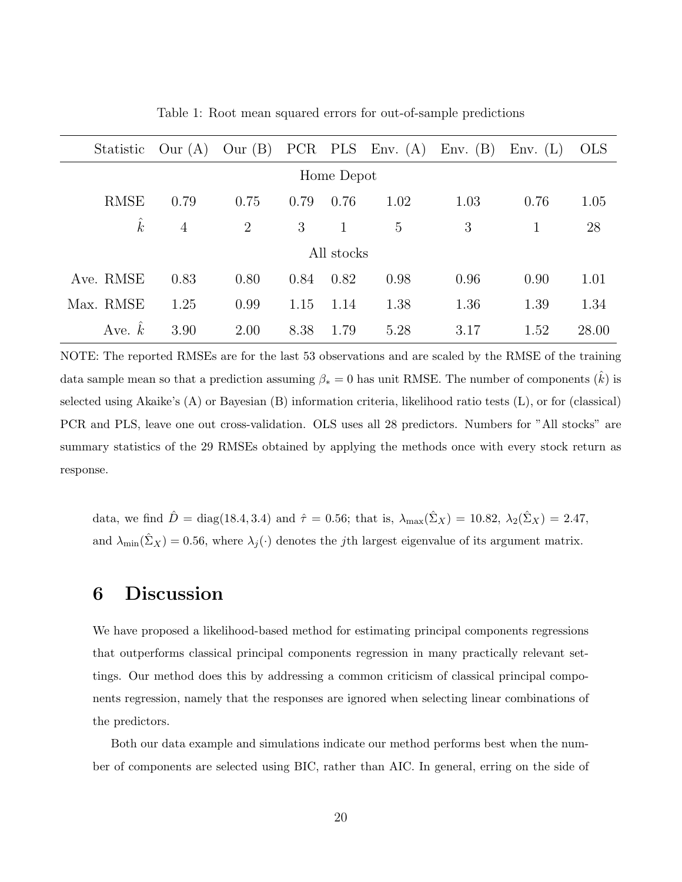Table 1: Root mean squared errors for out-of-sample predictions

| Statistic | Our (A) | Our (B) | PCR | PLS | Env. (A) | Env. (B) | Env. (L) | OLS |
|---|---|---|---|---|---|---|---|---|
| Home Depot | | | | | | | | |
| RMSE | 0.79 | 0.75 | 0.79 | 0.76 | 1.02 | 1.03 | 0.76 | 1.05 |
| $\hat{k}$ | 4 | 2 | 3 | 1 | 5 | 3 | 1 | 28 |
| All stocks | | | | | | | | |
| Ave. RMSE | 0.83 | 0.80 | 0.84 | 0.82 | 0.98 | 0.96 | 0.90 | 1.01 |
| Max. RMSE | 1.25 | 0.99 | 1.15 | 1.14 | 1.38 | 1.36 | 1.39 | 1.34 |
| Ave. $\hat{k}$ | 3.90 | 2.00 | 8.38 | 1.79 | 5.28 | 3.17 | 1.52 | 28.00 |

NOTE: The reported RMSEs are for the last 53 observations and are scaled by the RMSE of the training data sample mean so that a prediction assuming $\beta_* = 0$ has unit RMSE. The number of components ($\hat{k}$) is selected using Akaike's (A) or Bayesian (B) information criteria, likelihood ratio tests (L), or for (classical) PCR and PLS, leave one out cross-validation. OLS uses all 28 predictors. Numbers for "All stocks" are summary statistics of the 29 RMSEs obtained by applying the methods once with every stock return as response.

data, we find $\hat{D} = \mathrm{diag}(18.4, 3.4)$ and $\hat{\tau} = 0.56$; that is, $\lambda_{\max}(\hat{\Sigma}_X) = 10.82$, $\lambda_2(\hat{\Sigma}_X) = 2.47$, and $\lambda_{\min}(\hat{\Sigma}_X) = 0.56$, where $\lambda_j(\cdot)$ denotes the $j$th largest eigenvalue of its argument matrix.

# 6 Discussion

We have proposed a likelihood-based method for estimating principal components regressions that outperforms classical principal components regression in many practically relevant settings. Our method does this by addressing a common criticism of classical principal components regression, namely that the responses are ignored when selecting linear combinations of the predictors.

Both our data example and simulations indicate our method performs best when the number of components are selected using BIC, rather than AIC. In general, erring on the side of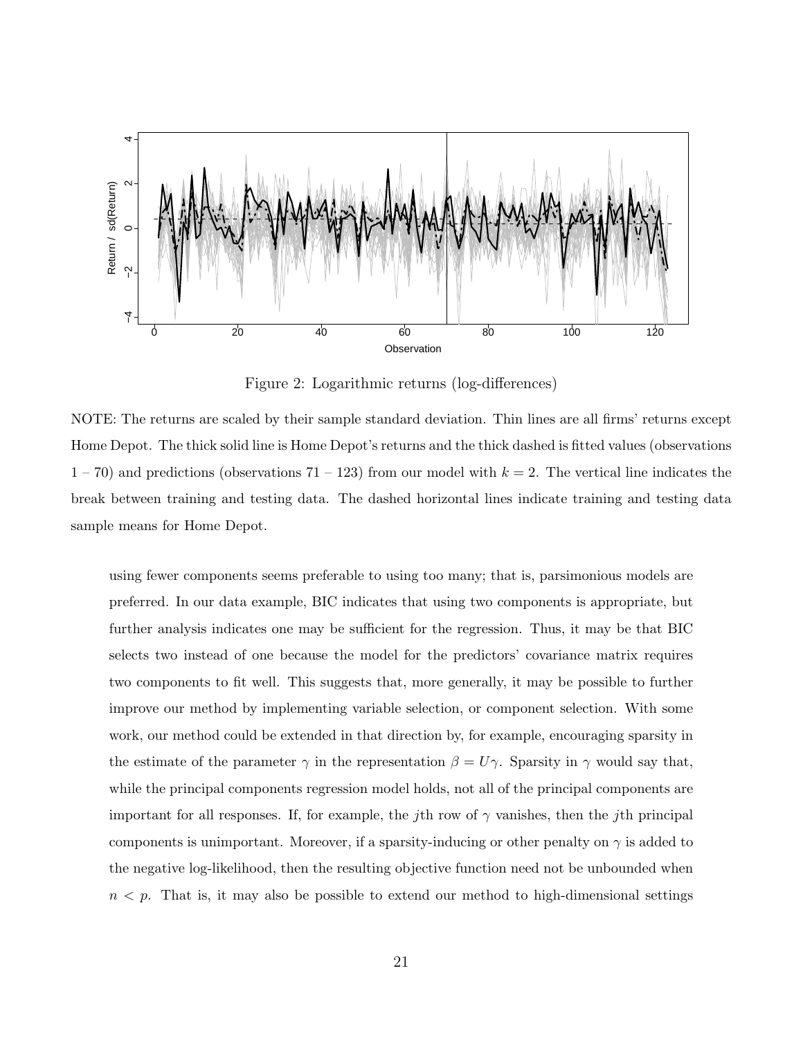Figure 2: Logarithmic returns (log-differences)

NOTE: The returns are scaled by their sample standard deviation. Thin lines are all firms' returns except Home Depot. The thick solid line is Home Depot's returns and the thick dashed is fitted values (observations 1 – 70) and predictions (observations 71 – 123) from our model with $k = 2$. The vertical line indicates the break between training and testing data. The dashed horizontal lines indicate training and testing data sample means for Home Depot.

using fewer components seems preferable to using too many; that is, parsimonious models are preferred. In our data example, BIC indicates that using two components is appropriate, but further analysis indicates one may be sufficient for the regression. Thus, it may be that BIC selects two instead of one because the model for the predictors' covariance matrix requires two components to fit well. This suggests that, more generally, it may be possible to further improve our method by implementing variable selection, or component selection. With some work, our method could be extended in that direction by, for example, encouraging sparsity in the estimate of the parameter $\gamma$ in the representation $\beta = U\gamma$. Sparsity in $\gamma$ would say that, while the principal components regression model holds, not all of the principal components are important for all responses. If, for example, the $j$th row of $\gamma$ vanishes, then the $j$th principal components is unimportant. Moreover, if a sparsity-inducing or other penalty on $\gamma$ is added to the negative log-likelihood, then the resulting objective function need not be unbounded when $n < p$. That is, it may also be possible to extend our method to high-dimensional settings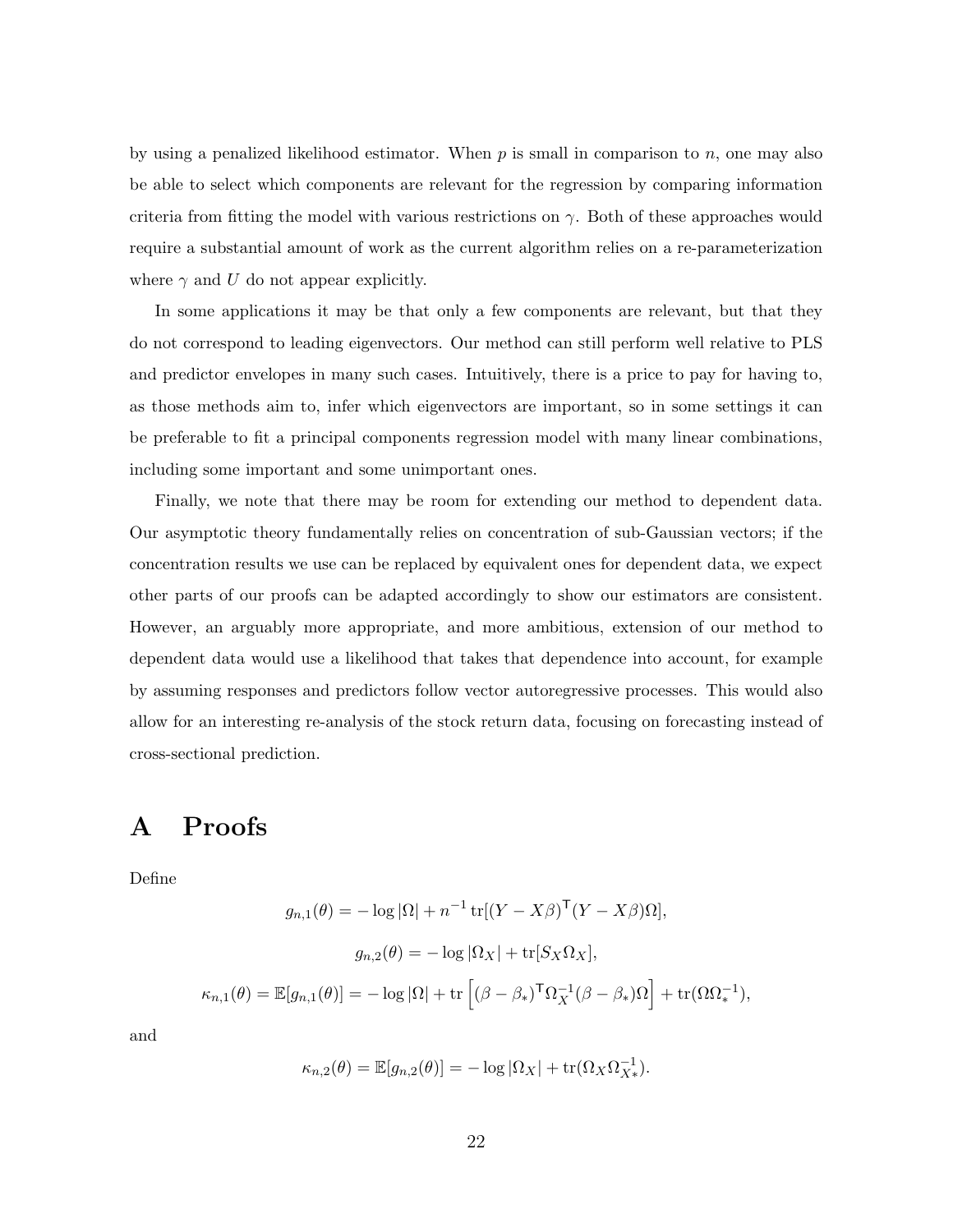by using a penalized likelihood estimator. When $p$ is small in comparison to $n$, one may also be able to select which components are relevant for the regression by comparing information criteria from fitting the model with various restrictions on $\gamma$. Both of these approaches would require a substantial amount of work as the current algorithm relies on a re-parameterization where $\gamma$ and $U$ do not appear explicitly.

In some applications it may be that only a few components are relevant, but that they do not correspond to leading eigenvectors. Our method can still perform well relative to PLS and predictor envelopes in many such cases. Intuitively, there is a price to pay for having to, as those methods aim to, infer which eigenvectors are important, so in some settings it can be preferable to fit a principal components regression model with many linear combinations, including some important and some unimportant ones.

Finally, we note that there may be room for extending our method to dependent data. Our asymptotic theory fundamentally relies on concentration of sub-Gaussian vectors; if the concentration results we use can be replaced by equivalent ones for dependent data, we expect other parts of our proofs can be adapted accordingly to show our estimators are consistent. However, an arguably more appropriate, and more ambitious, extension of our method to dependent data would use a likelihood that takes that dependence into account, for example by assuming responses and predictors follow vector autoregressive processes. This would also allow for an interesting re-analysis of the stock return data, focusing on forecasting instead of cross-sectional prediction.

# A Proofs

Define

$$g_{n,1}(\theta) = -\log|\Omega| + n^{-1}\operatorname{tr}[(Y - X\beta)^{\mathsf{T}}(Y - X\beta)\Omega],$$

$$g_{n,2}(\theta) = -\log|\Omega_X| + \operatorname{tr}[S_X\Omega_X],$$

$$\kappa_{n,1}(\theta) = \mathbb{E}[g_{n,1}(\theta)] = -\log|\Omega| + \operatorname{tr}\left[(\beta - \beta_*)^{\mathsf{T}}\Omega_X^{-1}(\beta - \beta_*)\Omega\right] + \operatorname{tr}(\Omega\Omega_*^{-1}),$$

and

$$\kappa_{n,2}(\theta) = \mathbb{E}[g_{n,2}(\theta)] = -\log|\Omega_X| + \operatorname{tr}(\Omega_X\Omega_{X*}^{-1}).$$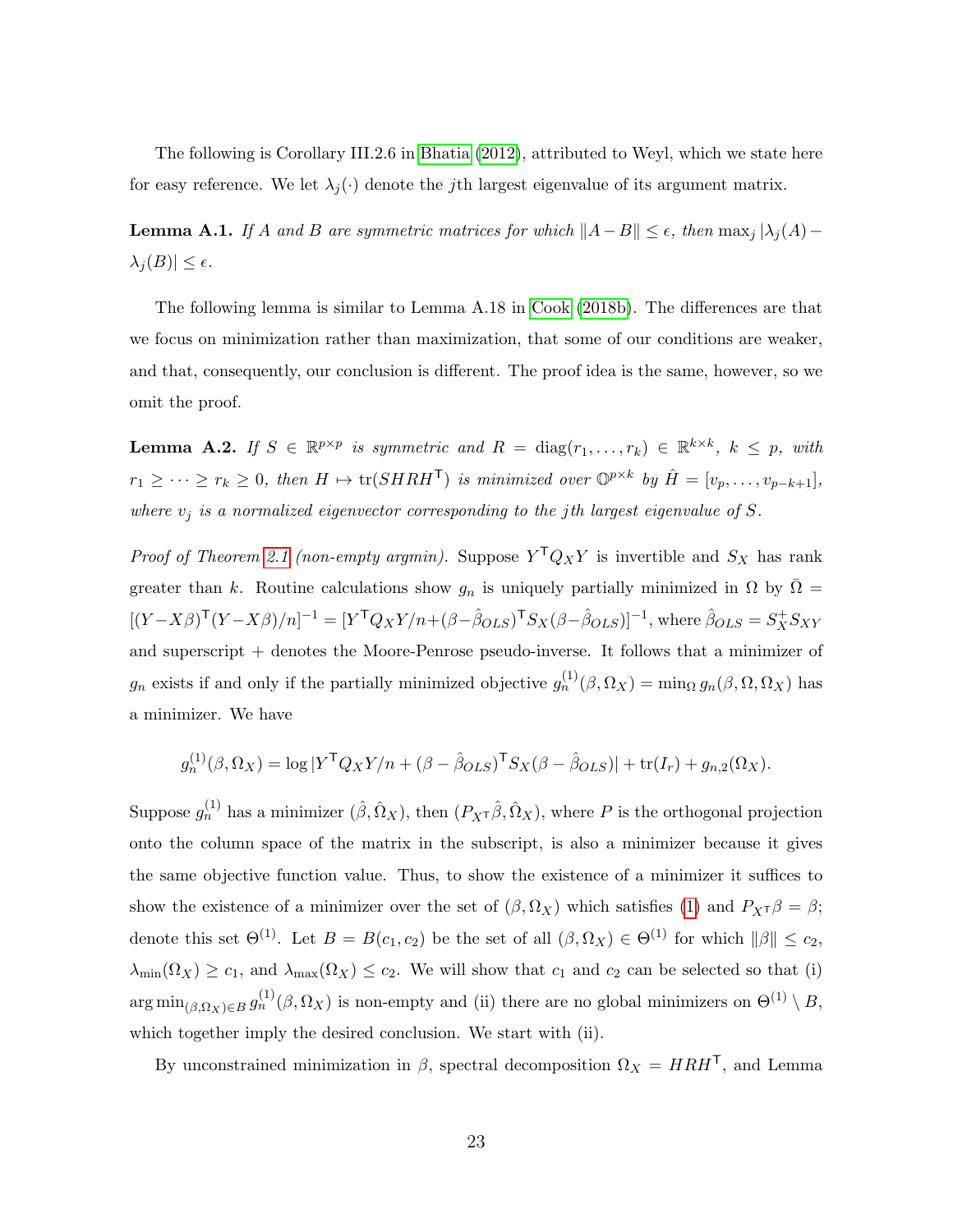The following is Corollary III.2.6 in Bhatia (2012), attributed to Weyl, which we state here for easy reference. We let $\lambda_j(\cdot)$ denote the $j$th largest eigenvalue of its argument matrix.

**Lemma A.1.** *If $A$ and $B$ are symmetric matrices for which $\|A - B\| \leq \epsilon$, then $\max_j |\lambda_j(A) - \lambda_j(B)| \leq \epsilon$.*

The following lemma is similar to Lemma A.18 in Cook (2018b). The differences are that we focus on minimization rather than maximization, that some of our conditions are weaker, and that, consequently, our conclusion is different. The proof idea is the same, however, so we omit the proof.

**Lemma A.2.** *If $S \in \mathbb{R}^{p\times p}$ is symmetric and $R = \operatorname{diag}(r_1, \dots, r_k) \in \mathbb{R}^{k\times k}$, $k \leq p$, with $r_1 \geq \cdots \geq r_k \geq 0$, then $H \mapsto \operatorname{tr}(SHRH^\mathsf{T})$ is minimized over $\mathbb{O}^{p\times k}$ by $\hat{H} = [v_p, \dots, v_{p-k+1}]$, where $v_j$ is a normalized eigenvector corresponding to the $j$th largest eigenvalue of $S$.*

*Proof of Theorem 2.1 (non-empty argmin).* Suppose $Y^\mathsf{T} Q_X Y$ is invertible and $S_X$ has rank greater than $k$. Routine calculations show $g_n$ is uniquely partially minimized in $\Omega$ by $\bar{\Omega} = [(Y - X\beta)^\mathsf{T}(Y - X\beta)/n]^{-1} = [Y^\mathsf{T} Q_X Y/n + (\beta - \hat{\beta}_{OLS})^\mathsf{T} S_X(\beta - \hat{\beta}_{OLS})]^{-1}$, where $\hat{\beta}_{OLS} = S_X^+ S_{XY}$ and superscript $+$ denotes the Moore-Penrose pseudo-inverse. It follows that a minimizer of $g_n$ exists if and only if the partially minimized objective $g_n^{(1)}(\beta, \Omega_X) = \min_\Omega g_n(\beta, \Omega, \Omega_X)$ has a minimizer. We have

$$g_n^{(1)}(\beta, \Omega_X) = \log |Y^\mathsf{T} Q_X Y/n + (\beta - \hat{\beta}_{OLS})^\mathsf{T} S_X(\beta - \hat{\beta}_{OLS})| + \operatorname{tr}(I_r) + g_{n,2}(\Omega_X).$$

Suppose $g_n^{(1)}$ has a minimizer $(\hat{\beta}, \hat{\Omega}_X)$, then $(P_{X^\mathsf{T}}\hat{\beta}, \hat{\Omega}_X)$, where $P$ is the orthogonal projection onto the column space of the matrix in the subscript, is also a minimizer because it gives the same objective function value. Thus, to show the existence of a minimizer it suffices to show the existence of a minimizer over the set of $(\beta, \Omega_X)$ which satisfies (1) and $P_{X^\mathsf{T}}\beta = \beta$; denote this set $\Theta^{(1)}$. Let $B = B(c_1, c_2)$ be the set of all $(\beta, \Omega_X) \in \Theta^{(1)}$ for which $\|\beta\| \leq c_2$, $\lambda_{\min}(\Omega_X) \geq c_1$, and $\lambda_{\max}(\Omega_X) \leq c_2$. We will show that $c_1$ and $c_2$ can be selected so that (i) $\arg\min_{(\beta, \Omega_X) \in B} g_n^{(1)}(\beta, \Omega_X)$ is non-empty and (ii) there are no global minimizers on $\Theta^{(1)} \setminus B$, which together imply the desired conclusion. We start with (ii).

By unconstrained minimization in $\beta$, spectral decomposition $\Omega_X = HRH^\mathsf{T}$, and Lemma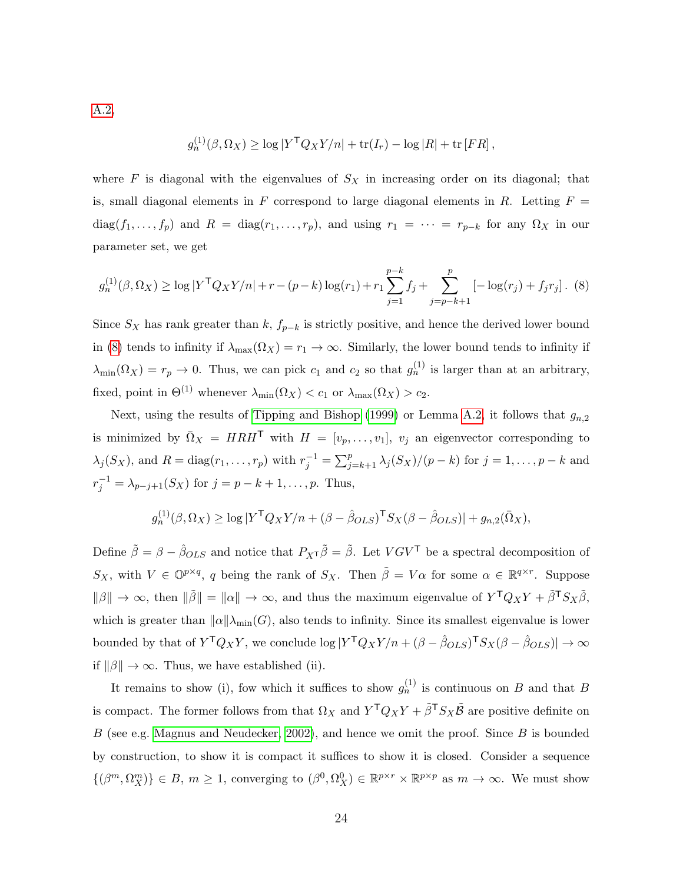A.2,

$$g_n^{(1)}(\beta, \Omega_X) \geq \log |Y^\mathsf{T} Q_X Y/n| + \mathrm{tr}(I_r) - \log |R| + \mathrm{tr}\,[FR]\,,$$

where $F$ is diagonal with the eigenvalues of $S_X$ in increasing order on its diagonal; that is, small diagonal elements in $F$ correspond to large diagonal elements in $R$. Letting $F = \mathrm{diag}(f_1, \dots, f_p)$ and $R = \mathrm{diag}(r_1, \dots, r_p)$, and using $r_1 = \cdots = r_{p-k}$ for any $\Omega_X$ in our parameter set, we get

$$g_n^{(1)}(\beta, \Omega_X) \geq \log |Y^\mathsf{T} Q_X Y/n| + r - (p-k)\log(r_1) + r_1 \sum_{j=1}^{p-k} f_j + \sum_{j=p-k+1}^{p} \left[-\log(r_j) + f_j r_j\right]. \quad (8)$$

Since $S_X$ has rank greater than $k$, $f_{p-k}$ is strictly positive, and hence the derived lower bound in (8) tends to infinity if $\lambda_{\max}(\Omega_X) = r_1 \to \infty$. Similarly, the lower bound tends to infinity if $\lambda_{\min}(\Omega_X) = r_p \to 0$. Thus, we can pick $c_1$ and $c_2$ so that $g_n^{(1)}$ is larger than at an arbitrary, fixed, point in $\Theta^{(1)}$ whenever $\lambda_{\min}(\Omega_X) < c_1$ or $\lambda_{\max}(\Omega_X) > c_2$.

Next, using the results of Tipping and Bishop (1999) or Lemma A.2, it follows that $g_{n,2}$ is minimized by $\bar{\Omega}_X = HRH^\mathsf{T}$ with $H = [v_p, \dots, v_1]$, $v_j$ an eigenvector corresponding to $\lambda_j(S_X)$, and $R = \mathrm{diag}(r_1, \dots, r_p)$ with $r_j^{-1} = \sum_{j=k+1}^{p} \lambda_j(S_X)/(p-k)$ for $j = 1, \dots, p-k$ and $r_j^{-1} = \lambda_{p-j+1}(S_X)$ for $j = p-k+1, \dots, p$. Thus,

$$g_n^{(1)}(\beta, \Omega_X) \geq \log |Y^\mathsf{T} Q_X Y/n + (\beta - \hat{\beta}_{OLS})^\mathsf{T} S_X (\beta - \hat{\beta}_{OLS})| + g_{n,2}(\bar{\Omega}_X),$$

Define $\tilde{\beta} = \beta - \hat{\beta}_{OLS}$ and notice that $P_{X^\mathsf{T}}\tilde{\beta} = \tilde{\beta}$. Let $VGV^\mathsf{T}$ be a spectral decomposition of $S_X$, with $V \in \mathbb{O}^{p\times q}$, $q$ being the rank of $S_X$. Then $\tilde{\beta} = V\alpha$ for some $\alpha \in \mathbb{R}^{q\times r}$. Suppose $\|\beta\| \to \infty$, then $\|\tilde{\beta}\| = \|\alpha\| \to \infty$, and thus the maximum eigenvalue of $Y^\mathsf{T} Q_X Y + \tilde{\beta}^\mathsf{T} S_X \tilde{\beta}$, which is greater than $\|\alpha\|\lambda_{\min}(G)$, also tends to infinity. Since its smallest eigenvalue is lower bounded by that of $Y^\mathsf{T} Q_X Y$, we conclude $\log |Y^\mathsf{T} Q_X Y/n + (\beta - \hat{\beta}_{OLS})^\mathsf{T} S_X (\beta - \hat{\beta}_{OLS})| \to \infty$ if $\|\beta\| \to \infty$. Thus, we have established (ii).

It remains to show (i), fow which it suffices to show $g_n^{(1)}$ is continuous on $B$ and that $B$ is compact. The former follows from that $\Omega_X$ and $Y^\mathsf{T} Q_X Y + \tilde{\beta}^\mathsf{T} S_X \tilde{\mathcal{B}}$ are positive definite on $B$ (see e.g. Magnus and Neudecker, 2002), and hence we omit the proof. Since $B$ is bounded by construction, to show it is compact it suffices to show it is closed. Consider a sequence $\{(\beta^m, \Omega_X^m)\} \in B$, $m \geq 1$, converging to $(\beta^0, \Omega_X^0) \in \mathbb{R}^{p\times r} \times \mathbb{R}^{p\times p}$ as $m \to \infty$. We must show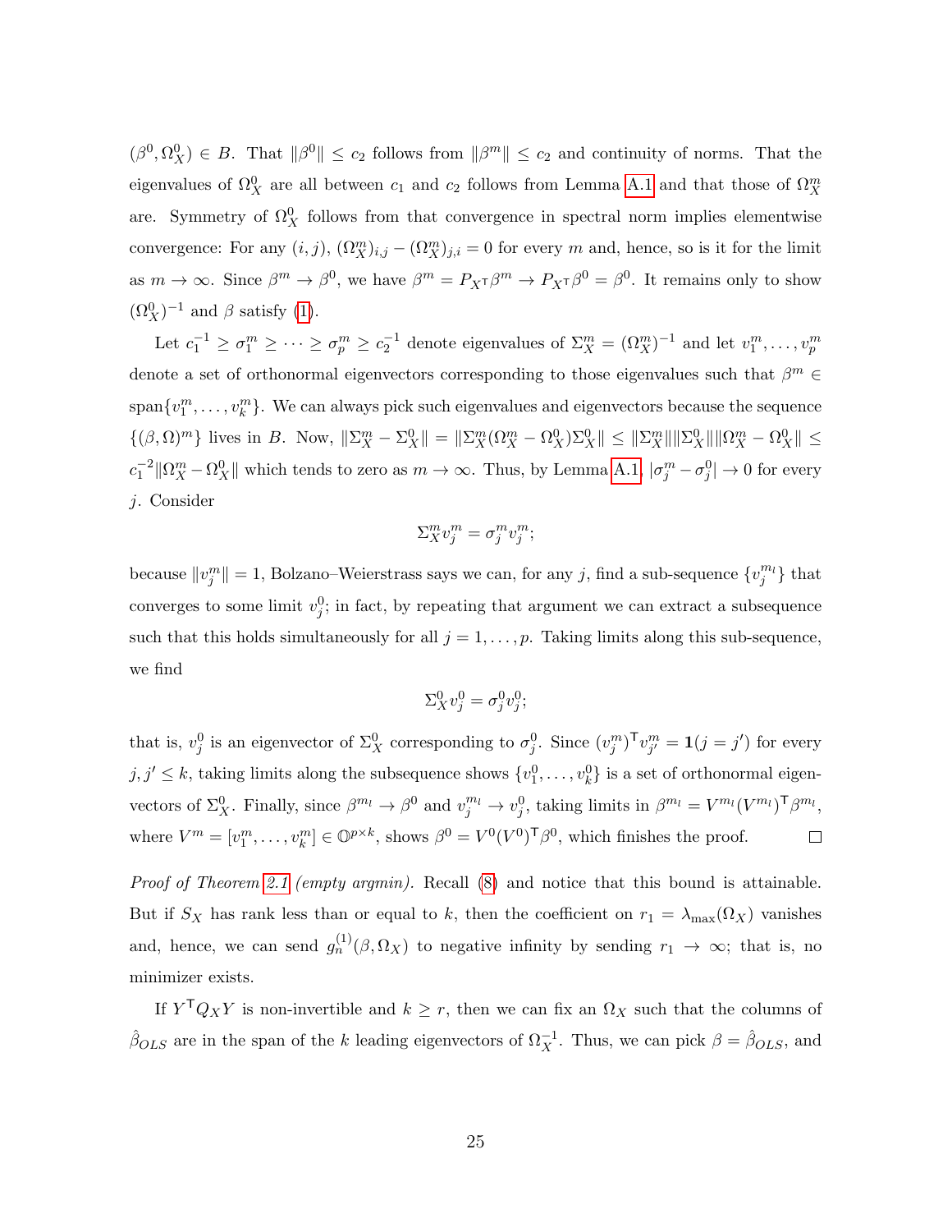$(\beta^0, \Omega_X^0) \in B$. That $\|\beta^0\| \leq c_2$ follows from $\|\beta^m\| \leq c_2$ and continuity of norms. That the eigenvalues of $\Omega_X^0$ are all between $c_1$ and $c_2$ follows from Lemma A.1 and that those of $\Omega_X^m$ are. Symmetry of $\Omega_X^0$ follows from that convergence in spectral norm implies elementwise convergence: For any $(i,j)$, $(\Omega_X^m)_{i,j} - (\Omega_X^m)_{j,i} = 0$ for every $m$ and, hence, so is it for the limit as $m \to \infty$. Since $\beta^m \to \beta^0$, we have $\beta^m = P_{X^\mathsf{T}}\beta^m \to P_{X^\mathsf{T}}\beta^0 = \beta^0$. It remains only to show $(\Omega_X^0)^{-1}$ and $\beta$ satisfy (1).

Let $c_1^{-1} \geq \sigma_1^m \geq \cdots \geq \sigma_p^m \geq c_2^{-1}$ denote eigenvalues of $\Sigma_X^m = (\Omega_X^m)^{-1}$ and let $v_1^m, \ldots, v_p^m$ denote a set of orthonormal eigenvectors corresponding to those eigenvalues such that $\beta^m \in \operatorname{span}\{v_1^m, \ldots, v_k^m\}$. We can always pick such eigenvalues and eigenvectors because the sequence $\{(\beta, \Omega)^m\}$ lives in $B$. Now, $\|\Sigma_X^m - \Sigma_X^0\| = \|\Sigma_X^m(\Omega_X^m - \Omega_X^0)\Sigma_X^0\| \leq \|\Sigma_X^m\|\|\Sigma_X^0\|\|\Omega_X^m - \Omega_X^0\| \leq c_1^{-2}\|\Omega_X^m - \Omega_X^0\|$ which tends to zero as $m \to \infty$. Thus, by Lemma A.1, $|\sigma_j^m - \sigma_j^0| \to 0$ for every $j$. Consider

$$\Sigma_X^m v_j^m = \sigma_j^m v_j^m;$$

because $\|v_j^m\| = 1$, Bolzano–Weierstrass says we can, for any $j$, find a sub-sequence $\{v_j^{m_l}\}$ that converges to some limit $v_j^0$; in fact, by repeating that argument we can extract a subsequence such that this holds simultaneously for all $j = 1, \ldots, p$. Taking limits along this sub-sequence, we find

$$\Sigma_X^0 v_j^0 = \sigma_j^0 v_j^0;$$

that is, $v_j^0$ is an eigenvector of $\Sigma_X^0$ corresponding to $\sigma_j^0$. Since $(v_j^m)^\mathsf{T} v_{j'}^m = \mathbf{1}(j = j')$ for every $j, j' \leq k$, taking limits along the subsequence shows $\{v_1^0, \ldots, v_k^0\}$ is a set of orthonormal eigenvectors of $\Sigma_X^0$. Finally, since $\beta^{m_l} \to \beta^0$ and $v_j^{m_l} \to v_j^0$, taking limits in $\beta^{m_l} = V^{m_l}(V^{m_l})^\mathsf{T}\beta^{m_l}$, where $V^m = [v_1^m, \ldots, v_k^m] \in \mathbb{O}^{p \times k}$, shows $\beta^0 = V^0(V^0)^\mathsf{T}\beta^0$, which finishes the proof. □

*Proof of Theorem 2.1 (empty argmin).* Recall (8) and notice that this bound is attainable. But if $S_X$ has rank less than or equal to $k$, then the coefficient on $r_1 = \lambda_{\max}(\Omega_X)$ vanishes and, hence, we can send $g_n^{(1)}(\beta, \Omega_X)$ to negative infinity by sending $r_1 \to \infty$; that is, no minimizer exists.

If $Y^\mathsf{T} Q_X Y$ is non-invertible and $k \geq r$, then we can fix an $\Omega_X$ such that the columns of $\hat{\beta}_{OLS}$ are in the span of the $k$ leading eigenvectors of $\Omega_X^{-1}$. Thus, we can pick $\beta = \hat{\beta}_{OLS}$, and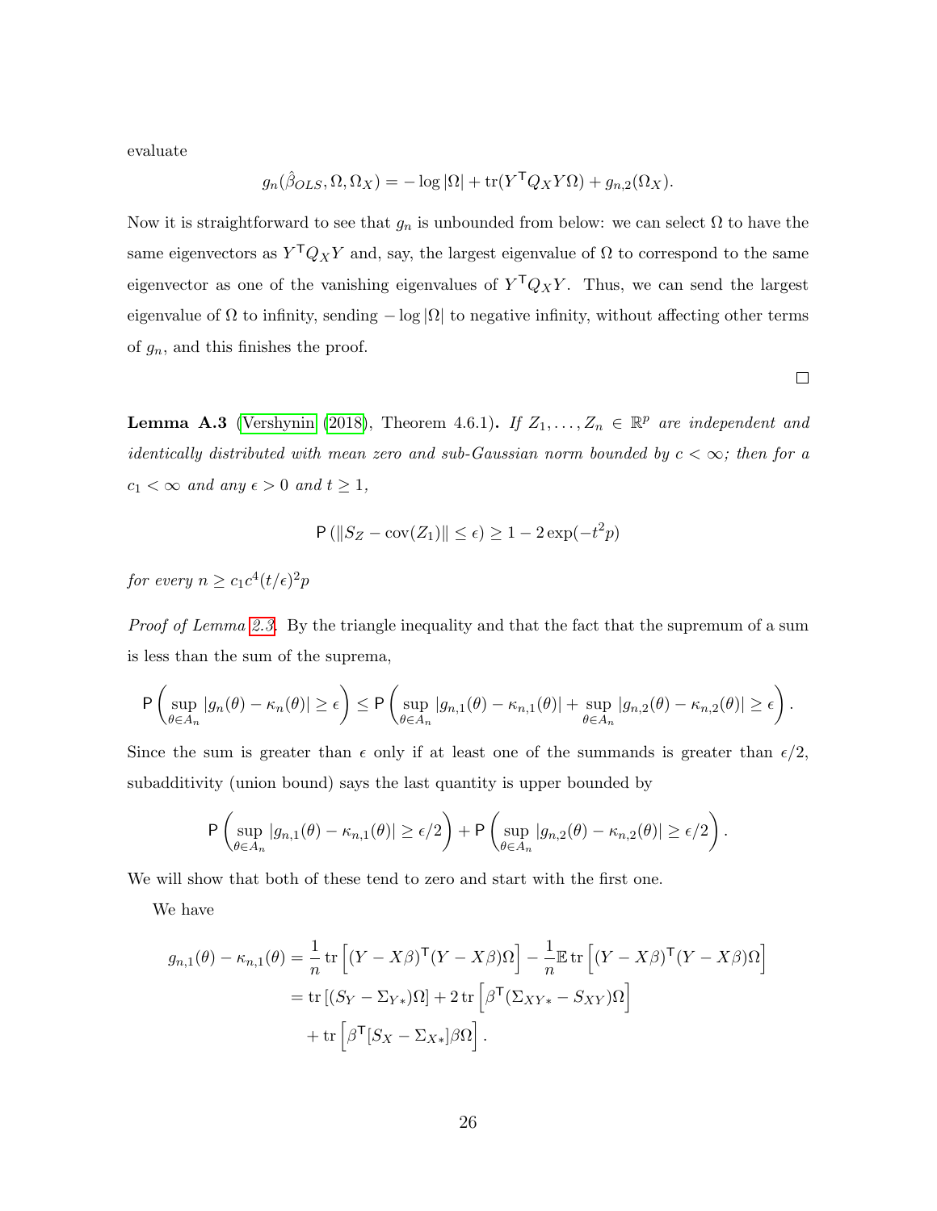evaluate

$$g_n(\hat{\beta}_{OLS}, \Omega, \Omega_X) = -\log|\Omega| + \mathrm{tr}(Y^\mathsf{T} Q_X Y \Omega) + g_{n,2}(\Omega_X).$$

Now it is straightforward to see that $g_n$ is unbounded from below: we can select $\Omega$ to have the same eigenvectors as $Y^\mathsf{T} Q_X Y$ and, say, the largest eigenvalue of $\Omega$ to correspond to the same eigenvector as one of the vanishing eigenvalues of $Y^\mathsf{T} Q_X Y$. Thus, we can send the largest eigenvalue of $\Omega$ to infinity, sending $-\log|\Omega|$ to negative infinity, without affecting other terms of $g_n$, and this finishes the proof.

□

**Lemma A.3** (Vershynin (2018), Theorem 4.6.1)**.** *If $Z_1, \dots, Z_n \in \mathbb{R}^p$ are independent and identically distributed with mean zero and sub-Gaussian norm bounded by $c < \infty$; then for a $c_1 < \infty$ and any $\epsilon > 0$ and $t \geq 1$,*

$$\mathsf{P}\left(\|S_Z - \mathrm{cov}(Z_1)\| \leq \epsilon\right) \geq 1 - 2\exp(-t^2 p)$$

*for every $n \geq c_1 c^4 (t/\epsilon)^2 p$*

*Proof of Lemma 2.3.* By the triangle inequality and that the fact that the supremum of a sum is less than the sum of the suprema,

$$\mathsf{P}\left(\sup_{\theta \in A_n} |g_n(\theta) - \kappa_n(\theta)| \geq \epsilon\right) \leq \mathsf{P}\left(\sup_{\theta \in A_n} |g_{n,1}(\theta) - \kappa_{n,1}(\theta)| + \sup_{\theta \in A_n} |g_{n,2}(\theta) - \kappa_{n,2}(\theta)| \geq \epsilon\right).$$

Since the sum is greater than $\epsilon$ only if at least one of the summands is greater than $\epsilon/2$, subadditivity (union bound) says the last quantity is upper bounded by

$$\mathsf{P}\left(\sup_{\theta \in A_n} |g_{n,1}(\theta) - \kappa_{n,1}(\theta)| \geq \epsilon/2\right) + \mathsf{P}\left(\sup_{\theta \in A_n} |g_{n,2}(\theta) - \kappa_{n,2}(\theta)| \geq \epsilon/2\right).$$

We will show that both of these tend to zero and start with the first one.

We have

$$\begin{aligned}
g_{n,1}(\theta) - \kappa_{n,1}(\theta) &= \frac{1}{n}\mathrm{tr}\left[(Y - X\beta)^\mathsf{T}(Y - X\beta)\Omega\right] - \frac{1}{n}\mathbb{E}\,\mathrm{tr}\left[(Y - X\beta)^\mathsf{T}(Y - X\beta)\Omega\right] \\
&= \mathrm{tr}\left[(S_Y - \Sigma_{Y*})\Omega\right] + 2\,\mathrm{tr}\left[\beta^\mathsf{T}(\Sigma_{XY*} - S_{XY})\Omega\right] \\
&\quad + \mathrm{tr}\left[\beta^\mathsf{T}[S_X - \Sigma_{X*}]\beta\Omega\right].
\end{aligned}$$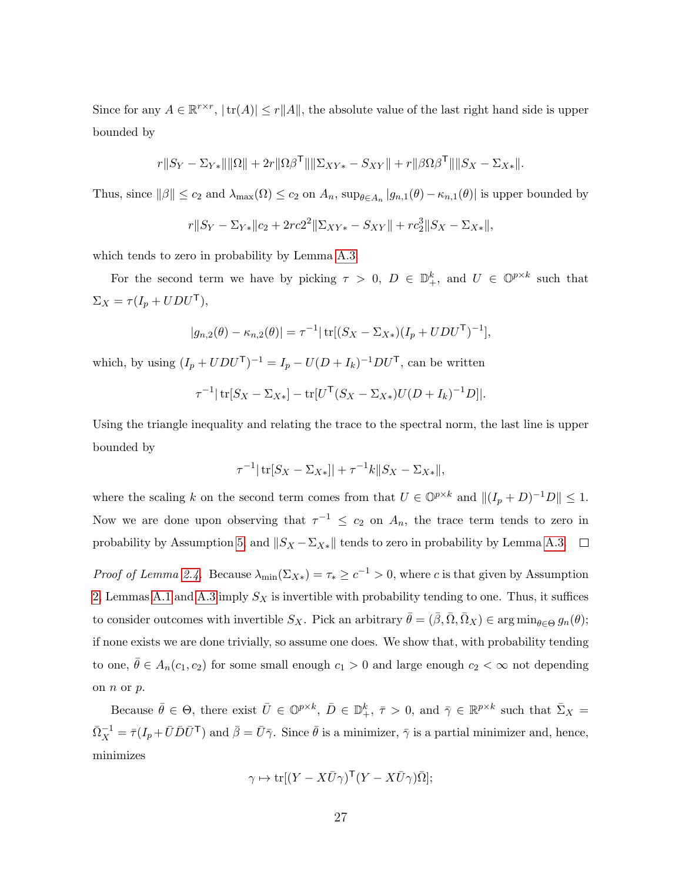Since for any $A \in \mathbb{R}^{r\times r}$, $|\operatorname{tr}(A)| \leq r\|A\|$, the absolute value of the last right hand side is upper bounded by

$$r\|S_Y - \Sigma_{Y*}\|\|\Omega\| + 2r\|\Omega\beta^{\mathsf{T}}\|\|\Sigma_{XY*} - S_{XY}\| + r\|\beta\Omega\beta^{\mathsf{T}}\|\|S_X - \Sigma_{X*}\|.$$

Thus, since $\|\beta\| \leq c_2$ and $\lambda_{\max}(\Omega) \leq c_2$ on $A_n$, $\sup_{\theta\in A_n} |g_{n,1}(\theta) - \kappa_{n,1}(\theta)|$ is upper bounded by

$$r\|S_Y - \Sigma_{Y*}\|c_2 + 2rc2^2\|\Sigma_{XY*} - S_{XY}\| + rc_2^3\|S_X - \Sigma_{X*}\|,$$

which tends to zero in probability by Lemma A.3.

For the second term we have by picking $\tau > 0$, $D \in \mathbb{D}_+^k$, and $U \in \mathbb{O}^{p\times k}$ such that $\Sigma_X = \tau(I_p + UDU^{\mathsf{T}})$,

$$|g_{n,2}(\theta) - \kappa_{n,2}(\theta)| = \tau^{-1}|\operatorname{tr}[(S_X - \Sigma_{X*})(I_p + UDU^{\mathsf{T}})^{-1}],$$

which, by using $(I_p + UDU^{\mathsf{T}})^{-1} = I_p - U(D + I_k)^{-1}DU^{\mathsf{T}}$, can be written

$$\tau^{-1}|\operatorname{tr}[S_X - \Sigma_{X*}] - \operatorname{tr}[U^{\mathsf{T}}(S_X - \Sigma_{X*})U(D + I_k)^{-1}D]|.$$

Using the triangle inequality and relating the trace to the spectral norm, the last line is upper bounded by

$$\tau^{-1}|\operatorname{tr}[S_X - \Sigma_{X*}]| + \tau^{-1}k\|S_X - \Sigma_{X*}\|,$$

where the scaling $k$ on the second term comes from that $U \in \mathbb{O}^{p\times k}$ and $\|(I_p + D)^{-1}D\| \leq 1$. Now we are done upon observing that $\tau^{-1} \leq c_2$ on $A_n$, the trace term tends to zero in probability by Assumption 5, and $\|S_X - \Sigma_{X*}\|$ tends to zero in probability by Lemma A.3. $\square$

*Proof of Lemma 2.4.* Because $\lambda_{\min}(\Sigma_{X*}) = \tau_* \geq c^{-1} > 0$, where $c$ is that given by Assumption 2, Lemmas A.1 and A.3 imply $S_X$ is invertible with probability tending to one. Thus, it suffices to consider outcomes with invertible $S_X$. Pick an arbitrary $\bar{\theta} = (\bar{\beta}, \bar{\Omega}, \bar{\Omega}_X) \in \arg\min_{\theta\in\Theta} g_n(\theta)$; if none exists we are done trivially, so assume one does. We show that, with probability tending to one, $\bar{\theta} \in A_n(c_1, c_2)$ for some small enough $c_1 > 0$ and large enough $c_2 < \infty$ not depending on $n$ or $p$.

Because $\bar{\theta} \in \Theta$, there exist $\bar{U} \in \mathbb{O}^{p\times k}$, $\bar{D} \in \mathbb{D}_+^k$, $\bar{\tau} > 0$, and $\bar{\gamma} \in \mathbb{R}^{p\times k}$ such that $\bar{\Sigma}_X = \bar{\Omega}_X^{-1} = \bar{\tau}(I_p + \bar{U}\bar{D}\bar{U}^{\mathsf{T}})$ and $\bar{\beta} = \bar{U}\bar{\gamma}$. Since $\bar{\theta}$ is a minimizer, $\bar{\gamma}$ is a partial minimizer and, hence, minimizes

$$\gamma \mapsto \operatorname{tr}[(Y - X\bar{U}\gamma)^{\mathsf{T}}(Y - X\bar{U}\gamma)\bar{\Omega}];$$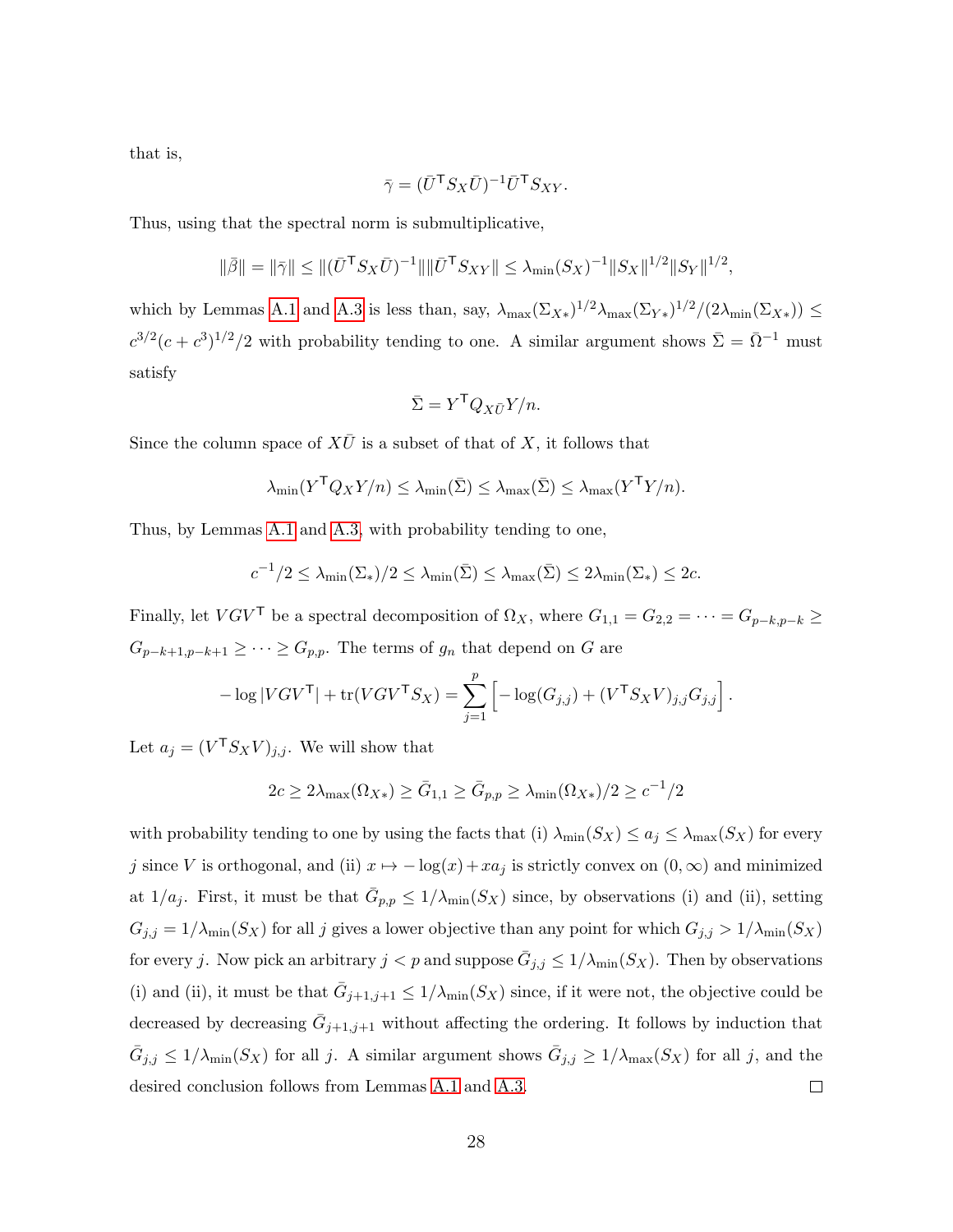that is,

$$\bar{\gamma} = (\bar{U}^\mathsf{T} S_X \bar{U})^{-1} \bar{U}^\mathsf{T} S_{XY}.$$

Thus, using that the spectral norm is submultiplicative,

$$\|\bar{\beta}\| = \|\bar{\gamma}\| \leq \|(\bar{U}^\mathsf{T} S_X \bar{U})^{-1}\| \|\bar{U}^\mathsf{T} S_{XY}\| \leq \lambda_{\min}(S_X)^{-1} \|S_X\|^{1/2} \|S_Y\|^{1/2},$$

which by Lemmas A.1 and A.3 is less than, say, $\lambda_{\max}(\Sigma_{X*})^{1/2} \lambda_{\max}(\Sigma_{Y*})^{1/2} / (2\lambda_{\min}(\Sigma_{X*})) \leq c^{3/2}(c + c^3)^{1/2}/2$ with probability tending to one. A similar argument shows $\bar{\Sigma} = \bar{\Omega}^{-1}$ must satisfy

$$\bar{\Sigma} = Y^\mathsf{T} Q_{X\bar{U}} Y / n.$$

Since the column space of $X\bar{U}$ is a subset of that of $X$, it follows that

$$\lambda_{\min}(Y^\mathsf{T} Q_X Y / n) \leq \lambda_{\min}(\bar{\Sigma}) \leq \lambda_{\max}(\bar{\Sigma}) \leq \lambda_{\max}(Y^\mathsf{T} Y / n).$$

Thus, by Lemmas A.1 and A.3, with probability tending to one,

$$c^{-1}/2 \leq \lambda_{\min}(\Sigma_*)/2 \leq \lambda_{\min}(\bar{\Sigma}) \leq \lambda_{\max}(\bar{\Sigma}) \leq 2\lambda_{\min}(\Sigma_*) \leq 2c.$$

Finally, let $VGV^\mathsf{T}$ be a spectral decomposition of $\Omega_X$, where $G_{1,1} = G_{2,2} = \cdots = G_{p-k,p-k} \geq G_{p-k+1,p-k+1} \geq \cdots \geq G_{p,p}$. The terms of $g_n$ that depend on $G$ are

$$-\log|VGV^\mathsf{T}| + \operatorname{tr}(VGV^\mathsf{T} S_X) = \sum_{j=1}^{p} \left[ -\log(G_{j,j}) + (V^\mathsf{T} S_X V)_{j,j} G_{j,j} \right].$$

Let $a_j = (V^\mathsf{T} S_X V)_{j,j}$. We will show that

$$2c \geq 2\lambda_{\max}(\Omega_{X*}) \geq \bar{G}_{1,1} \geq \bar{G}_{p,p} \geq \lambda_{\min}(\Omega_{X*})/2 \geq c^{-1}/2$$

with probability tending to one by using the facts that (i) $\lambda_{\min}(S_X) \leq a_j \leq \lambda_{\max}(S_X)$ for every $j$ since $V$ is orthogonal, and (ii) $x \mapsto -\log(x) + x a_j$ is strictly convex on $(0, \infty)$ and minimized at $1/a_j$. First, it must be that $\bar{G}_{p,p} \leq 1/\lambda_{\min}(S_X)$ since, by observations (i) and (ii), setting $G_{j,j} = 1/\lambda_{\min}(S_X)$ for all $j$ gives a lower objective than any point for which $G_{j,j} > 1/\lambda_{\min}(S_X)$ for every $j$. Now pick an arbitrary $j < p$ and suppose $\bar{G}_{j,j} \leq 1/\lambda_{\min}(S_X)$. Then by observations (i) and (ii), it must be that $\bar{G}_{j+1,j+1} \leq 1/\lambda_{\min}(S_X)$ since, if it were not, the objective could be decreased by decreasing $\bar{G}_{j+1,j+1}$ without affecting the ordering. It follows by induction that $\bar{G}_{j,j} \leq 1/\lambda_{\min}(S_X)$ for all $j$. A similar argument shows $\bar{G}_{j,j} \geq 1/\lambda_{\max}(S_X)$ for all $j$, and the desired conclusion follows from Lemmas A.1 and A.3. $\square$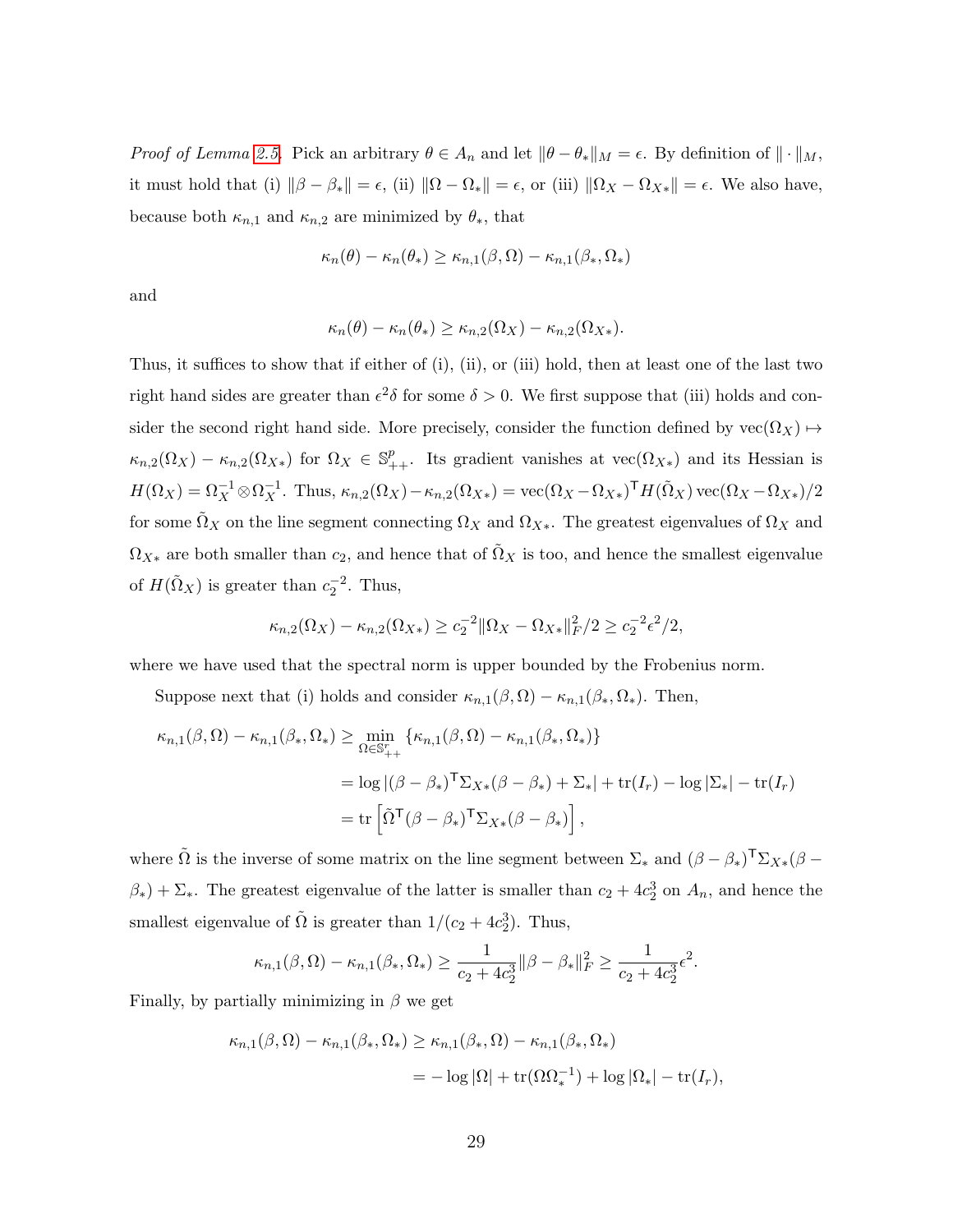*Proof of Lemma 2.5.* Pick an arbitrary $\theta \in A_n$ and let $\|\theta - \theta_*\|_M = \epsilon$. By definition of $\|\cdot\|_M$, it must hold that (i) $\|\beta - \beta_*\| = \epsilon$, (ii) $\|\Omega - \Omega_*\| = \epsilon$, or (iii) $\|\Omega_X - \Omega_{X*}\| = \epsilon$. We also have, because both $\kappa_{n,1}$ and $\kappa_{n,2}$ are minimized by $\theta_*$, that

$$\kappa_n(\theta) - \kappa_n(\theta_*) \geq \kappa_{n,1}(\beta, \Omega) - \kappa_{n,1}(\beta_*, \Omega_*)$$

and

$$\kappa_n(\theta) - \kappa_n(\theta_*) \geq \kappa_{n,2}(\Omega_X) - \kappa_{n,2}(\Omega_{X*}).$$

Thus, it suffices to show that if either of (i), (ii), or (iii) hold, then at least one of the last two right hand sides are greater than $\epsilon^2\delta$ for some $\delta > 0$. We first suppose that (iii) holds and consider the second right hand side. More precisely, consider the function defined by $\mathrm{vec}(\Omega_X) \mapsto \kappa_{n,2}(\Omega_X) - \kappa_{n,2}(\Omega_{X*})$ for $\Omega_X \in \mathbb{S}^p_{++}$. Its gradient vanishes at $\mathrm{vec}(\Omega_{X*})$ and its Hessian is $H(\Omega_X) = \Omega_X^{-1} \otimes \Omega_X^{-1}$. Thus, $\kappa_{n,2}(\Omega_X) - \kappa_{n,2}(\Omega_{X*}) = \mathrm{vec}(\Omega_X - \Omega_{X*})^{\mathsf{T}} H(\tilde{\Omega}_X)\,\mathrm{vec}(\Omega_X - \Omega_{X*})/2$ for some $\tilde{\Omega}_X$ on the line segment connecting $\Omega_X$ and $\Omega_{X*}$. The greatest eigenvalues of $\Omega_X$ and $\Omega_{X*}$ are both smaller than $c_2$, and hence that of $\tilde{\Omega}_X$ is too, and hence the smallest eigenvalue of $H(\tilde{\Omega}_X)$ is greater than $c_2^{-2}$. Thus,

$$\kappa_{n,2}(\Omega_X) - \kappa_{n,2}(\Omega_{X*}) \geq c_2^{-2}\|\Omega_X - \Omega_{X*}\|_F^2/2 \geq c_2^{-2}\epsilon^2/2,$$

where we have used that the spectral norm is upper bounded by the Frobenius norm.

Suppose next that (i) holds and consider $\kappa_{n,1}(\beta, \Omega) - \kappa_{n,1}(\beta_*, \Omega_*)$. Then,

$$\begin{aligned}
\kappa_{n,1}(\beta, \Omega) - \kappa_{n,1}(\beta_*, \Omega_*) &\geq \min_{\Omega \in \mathbb{S}^r_{++}} \{\kappa_{n,1}(\beta, \Omega) - \kappa_{n,1}(\beta_*, \Omega_*)\} \\
&= \log|(\beta - \beta_*)^{\mathsf{T}}\Sigma_{X*}(\beta - \beta_*) + \Sigma_*| + \mathrm{tr}(I_r) - \log|\Sigma_*| - \mathrm{tr}(I_r) \\
&= \mathrm{tr}\left[\tilde{\Omega}^{\mathsf{T}}(\beta - \beta_*)^{\mathsf{T}}\Sigma_{X*}(\beta - \beta_*)\right],
\end{aligned}$$

where $\tilde{\Omega}$ is the inverse of some matrix on the line segment between $\Sigma_*$ and $(\beta - \beta_*)^{\mathsf{T}}\Sigma_{X*}(\beta - \beta_*) + \Sigma_*$. The greatest eigenvalue of the latter is smaller than $c_2 + 4c_2^3$ on $A_n$, and hence the smallest eigenvalue of $\tilde{\Omega}$ is greater than $1/(c_2 + 4c_2^3)$. Thus,

$$\kappa_{n,1}(\beta, \Omega) - \kappa_{n,1}(\beta_*, \Omega_*) \geq \frac{1}{c_2 + 4c_2^3}\|\beta - \beta_*\|_F^2 \geq \frac{1}{c_2 + 4c_2^3}\epsilon^2.$$

Finally, by partially minimizing in $\beta$ we get

$$\begin{aligned}
\kappa_{n,1}(\beta, \Omega) - \kappa_{n,1}(\beta_*, \Omega_*) &\geq \kappa_{n,1}(\beta_*, \Omega) - \kappa_{n,1}(\beta_*, \Omega_*) \\
&= -\log|\Omega| + \mathrm{tr}(\Omega\Omega_*^{-1}) + \log|\Omega_*| - \mathrm{tr}(I_r),
\end{aligned}$$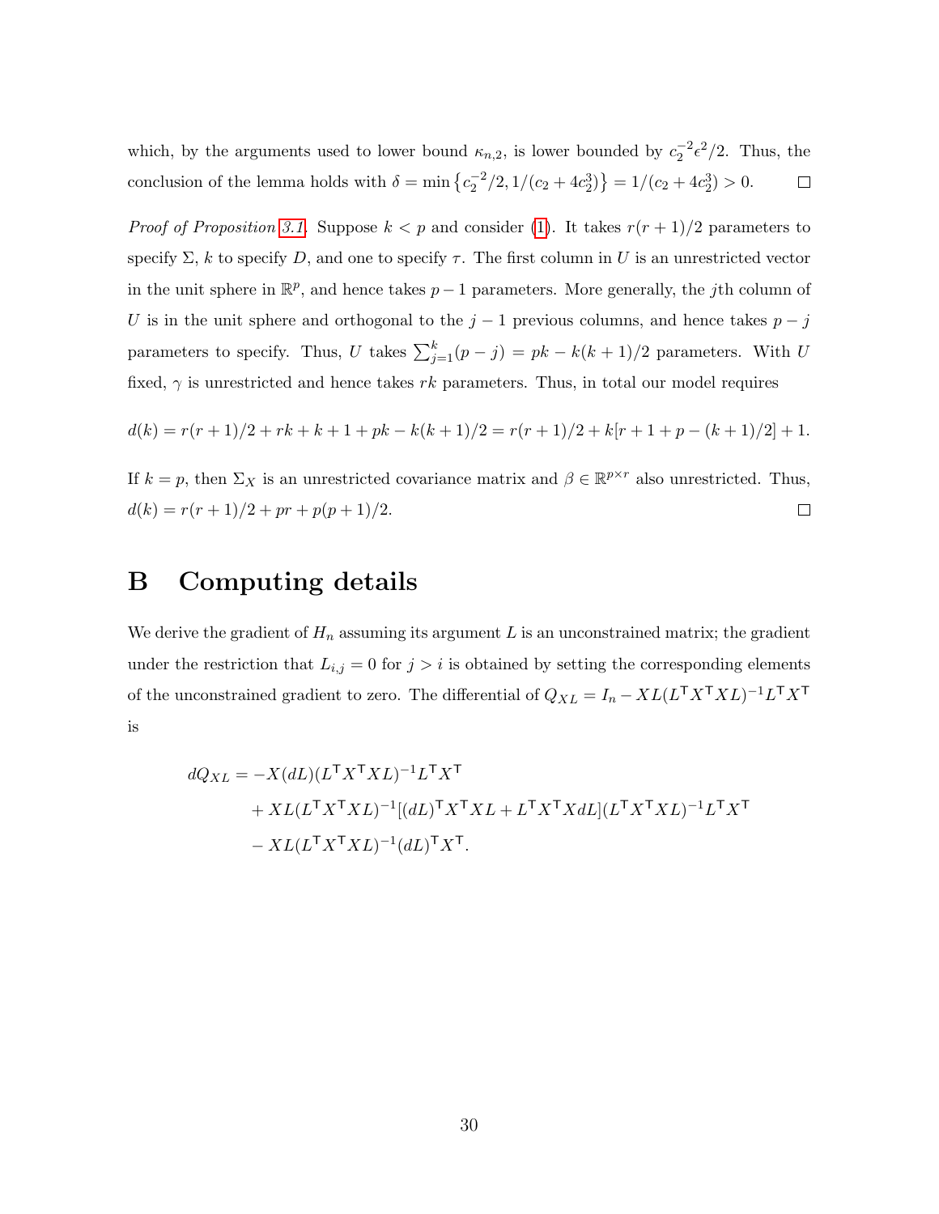which, by the arguments used to lower bound $\kappa_{n,2}$, is lower bounded by $c_2^{-2}\epsilon^2/2$. Thus, the conclusion of the lemma holds with $\delta = \min\{c_2^{-2}/2, 1/(c_2 + 4c_2^3)\} = 1/(c_2 + 4c_2^3) > 0$. $\square$

*Proof of Proposition 3.1.* Suppose $k < p$ and consider (1). It takes $r(r+1)/2$ parameters to specify $\Sigma$, $k$ to specify $D$, and one to specify $\tau$. The first column in $U$ is an unrestricted vector in the unit sphere in $\mathbb{R}^p$, and hence takes $p-1$ parameters. More generally, the $j$th column of $U$ is in the unit sphere and orthogonal to the $j-1$ previous columns, and hence takes $p-j$ parameters to specify. Thus, $U$ takes $\sum_{j=1}^{k}(p-j) = pk - k(k+1)/2$ parameters. With $U$ fixed, $\gamma$ is unrestricted and hence takes $rk$ parameters. Thus, in total our model requires

$$d(k) = r(r+1)/2 + rk + k + 1 + pk - k(k+1)/2 = r(r+1)/2 + k[r + 1 + p - (k+1)/2] + 1.$$

If $k = p$, then $\Sigma_X$ is an unrestricted covariance matrix and $\beta \in \mathbb{R}^{p\times r}$ also unrestricted. Thus, $d(k) = r(r+1)/2 + pr + p(p+1)/2$. $\square$

# B Computing details

We derive the gradient of $H_n$ assuming its argument $L$ is an unconstrained matrix; the gradient under the restriction that $L_{i,j} = 0$ for $j > i$ is obtained by setting the corresponding elements of the unconstrained gradient to zero. The differential of $Q_{XL} = I_n - XL(L^\mathsf{T}X^\mathsf{T}XL)^{-1}L^\mathsf{T}X^\mathsf{T}$ is

$$\begin{aligned}
dQ_{XL} = &-X(dL)(L^\mathsf{T}X^\mathsf{T}XL)^{-1}L^\mathsf{T}X^\mathsf{T} \\
&+ XL(L^\mathsf{T}X^\mathsf{T}XL)^{-1}[(dL)^\mathsf{T}X^\mathsf{T}XL + L^\mathsf{T}X^\mathsf{T}XdL](L^\mathsf{T}X^\mathsf{T}XL)^{-1}L^\mathsf{T}X^\mathsf{T} \\
&- XL(L^\mathsf{T}X^\mathsf{T}XL)^{-1}(dL)^\mathsf{T}X^\mathsf{T}.
\end{aligned}$$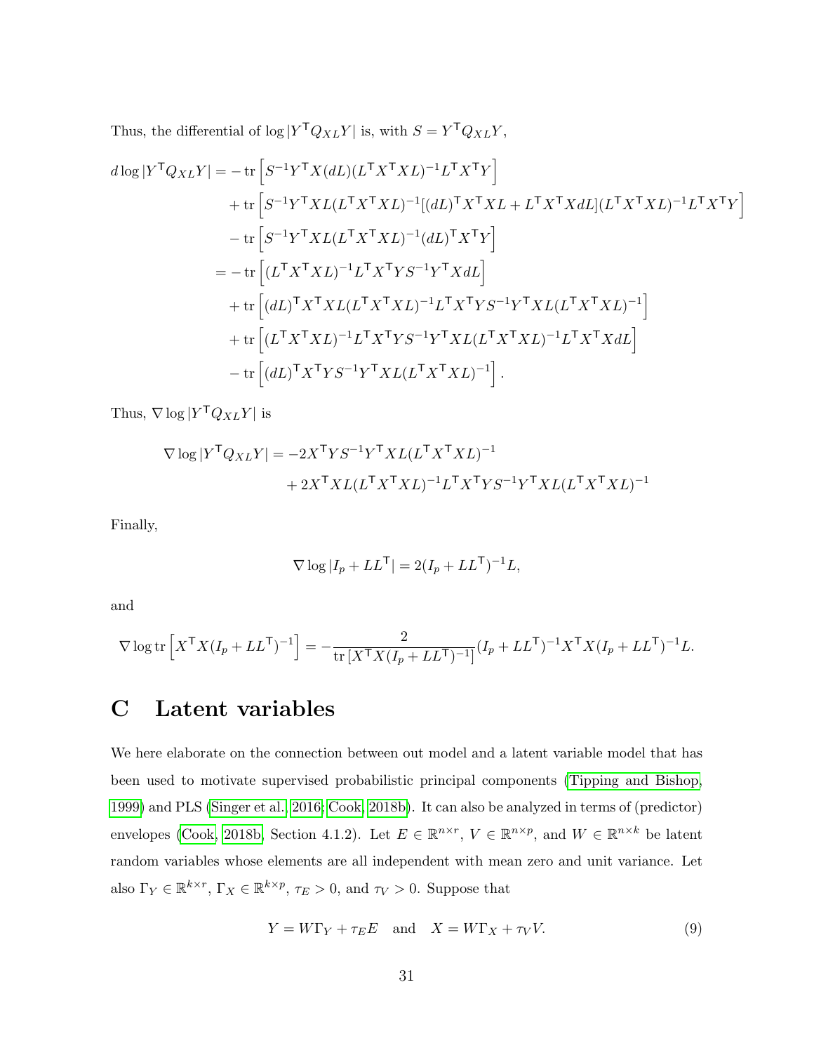Thus, the differential of $\log |Y^\mathsf{T} Q_{XL} Y|$ is, with $S = Y^\mathsf{T} Q_{XL} Y$,

$$
\begin{aligned}
d \log |Y^\mathsf{T} Q_{XL} Y| = &- \operatorname{tr}\left[S^{-1} Y^\mathsf{T} X (dL)(L^\mathsf{T} X^\mathsf{T} X L)^{-1} L^\mathsf{T} X^\mathsf{T} Y\right] \\
&+ \operatorname{tr}\left[S^{-1} Y^\mathsf{T} X L (L^\mathsf{T} X^\mathsf{T} X L)^{-1} [(dL)^\mathsf{T} X^\mathsf{T} X L + L^\mathsf{T} X^\mathsf{T} X dL](L^\mathsf{T} X^\mathsf{T} X L)^{-1} L^\mathsf{T} X^\mathsf{T} Y\right] \\
&- \operatorname{tr}\left[S^{-1} Y^\mathsf{T} X L (L^\mathsf{T} X^\mathsf{T} X L)^{-1} (dL)^\mathsf{T} X^\mathsf{T} Y\right] \\
= &- \operatorname{tr}\left[(L^\mathsf{T} X^\mathsf{T} X L)^{-1} L^\mathsf{T} X^\mathsf{T} Y S^{-1} Y^\mathsf{T} X dL\right] \\
&+ \operatorname{tr}\left[(dL)^\mathsf{T} X^\mathsf{T} X L (L^\mathsf{T} X^\mathsf{T} X L)^{-1} L^\mathsf{T} X^\mathsf{T} Y S^{-1} Y^\mathsf{T} X L (L^\mathsf{T} X^\mathsf{T} X L)^{-1}\right] \\
&+ \operatorname{tr}\left[(L^\mathsf{T} X^\mathsf{T} X L)^{-1} L^\mathsf{T} X^\mathsf{T} Y S^{-1} Y^\mathsf{T} X L (L^\mathsf{T} X^\mathsf{T} X L)^{-1} L^\mathsf{T} X^\mathsf{T} X dL\right] \\
&- \operatorname{tr}\left[(dL)^\mathsf{T} X^\mathsf{T} Y S^{-1} Y^\mathsf{T} X L (L^\mathsf{T} X^\mathsf{T} X L)^{-1}\right].
\end{aligned}
$$

Thus, $\nabla \log |Y^\mathsf{T} Q_{XL} Y|$ is

$$
\begin{aligned}
\nabla \log |Y^\mathsf{T} Q_{XL} Y| = &-2 X^\mathsf{T} Y S^{-1} Y^\mathsf{T} X L (L^\mathsf{T} X^\mathsf{T} X L)^{-1} \\
&+ 2 X^\mathsf{T} X L (L^\mathsf{T} X^\mathsf{T} X L)^{-1} L^\mathsf{T} X^\mathsf{T} Y S^{-1} Y^\mathsf{T} X L (L^\mathsf{T} X^\mathsf{T} X L)^{-1}
\end{aligned}
$$

Finally,

$$
\nabla \log |I_p + L L^\mathsf{T}| = 2 (I_p + L L^\mathsf{T})^{-1} L,
$$

and

$$
\nabla \log \operatorname{tr}\left[X^\mathsf{T} X (I_p + L L^\mathsf{T})^{-1}\right] = - \frac{2}{\operatorname{tr}\left[X^\mathsf{T} X (I_p + L L^\mathsf{T})^{-1}\right]} (I_p + L L^\mathsf{T})^{-1} X^\mathsf{T} X (I_p + L L^\mathsf{T})^{-1} L.
$$

# C Latent variables

We here elaborate on the connection between out model and a latent variable model that has been used to motivate supervised probabilistic principal components (Tipping and Bishop, 1999) and PLS (Singer et al., 2016; Cook, 2018b). It can also be analyzed in terms of (predictor) envelopes (Cook, 2018b, Section 4.1.2). Let $E \in \mathbb{R}^{n \times r}$, $V \in \mathbb{R}^{n \times p}$, and $W \in \mathbb{R}^{n \times k}$ be latent random variables whose elements are all independent with mean zero and unit variance. Let also $\Gamma_Y \in \mathbb{R}^{k \times r}$, $\Gamma_X \in \mathbb{R}^{k \times p}$, $\tau_E > 0$, and $\tau_V > 0$. Suppose that

$$
Y = W \Gamma_Y + \tau_E E \quad \text{and} \quad X = W \Gamma_X + \tau_V V. \tag{9}
$$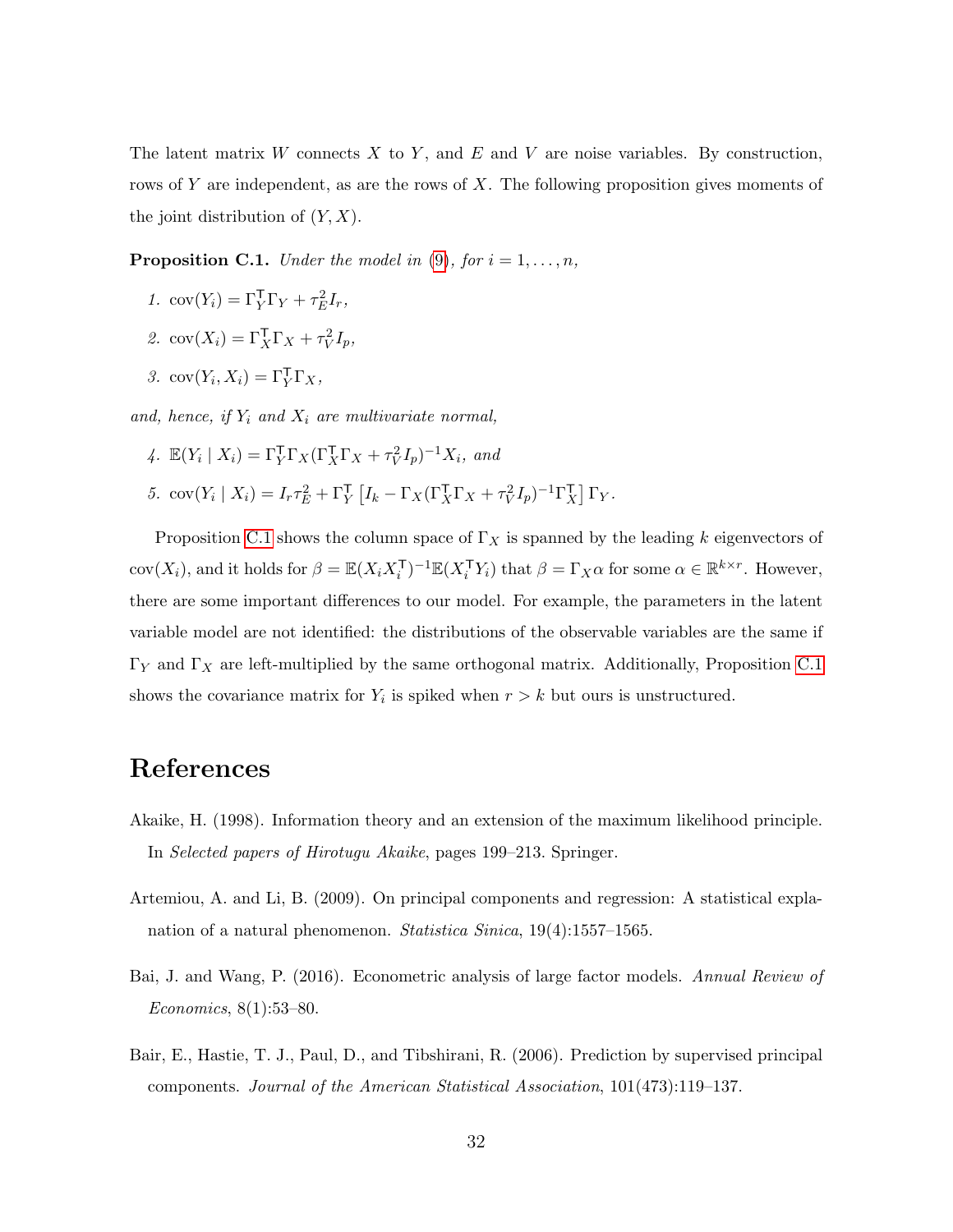The latent matrix $W$ connects $X$ to $Y$, and $E$ and $V$ are noise variables. By construction, rows of $Y$ are independent, as are the rows of $X$. The following proposition gives moments of the joint distribution of $(Y, X)$.

**Proposition C.1.** *Under the model in (9), for $i = 1, \ldots, n$,*

1. $\mathrm{cov}(Y_i) = \Gamma_Y^\mathsf{T}\Gamma_Y + \tau_E^2 I_r$,
2. $\mathrm{cov}(X_i) = \Gamma_X^\mathsf{T}\Gamma_X + \tau_V^2 I_p$,
3. $\mathrm{cov}(Y_i, X_i) = \Gamma_Y^\mathsf{T}\Gamma_X$,

*and, hence, if $Y_i$ and $X_i$ are multivariate normal,*

4. $\mathbb{E}(Y_i \mid X_i) = \Gamma_Y^\mathsf{T}\Gamma_X(\Gamma_X^\mathsf{T}\Gamma_X + \tau_V^2 I_p)^{-1}X_i$, *and*
5. $\mathrm{cov}(Y_i \mid X_i) = I_r\tau_E^2 + \Gamma_Y^\mathsf{T}\left[I_k - \Gamma_X(\Gamma_X^\mathsf{T}\Gamma_X + \tau_V^2 I_p)^{-1}\Gamma_X^\mathsf{T}\right]\Gamma_Y$.

Proposition C.1 shows the column space of $\Gamma_X$ is spanned by the leading $k$ eigenvectors of $\mathrm{cov}(X_i)$, and it holds for $\beta = \mathbb{E}(X_i X_i^\mathsf{T})^{-1}\mathbb{E}(X_i^\mathsf{T} Y_i)$ that $\beta = \Gamma_X\alpha$ for some $\alpha \in \mathbb{R}^{k\times r}$. However, there are some important differences to our model. For example, the parameters in the latent variable model are not identified: the distributions of the observable variables are the same if $\Gamma_Y$ and $\Gamma_X$ are left-multiplied by the same orthogonal matrix. Additionally, Proposition C.1 shows the covariance matrix for $Y_i$ is spiked when $r > k$ but ours is unstructured.

# References

Akaike, H. (1998). Information theory and an extension of the maximum likelihood principle. In *Selected papers of Hirotugu Akaike*, pages 199–213. Springer.

Artemiou, A. and Li, B. (2009). On principal components and regression: A statistical explanation of a natural phenomenon. *Statistica Sinica*, 19(4):1557–1565.

Bai, J. and Wang, P. (2016). Econometric analysis of large factor models. *Annual Review of Economics*, 8(1):53–80.

Bair, E., Hastie, T. J., Paul, D., and Tibshirani, R. (2006). Prediction by supervised principal components. *Journal of the American Statistical Association*, 101(473):119–137.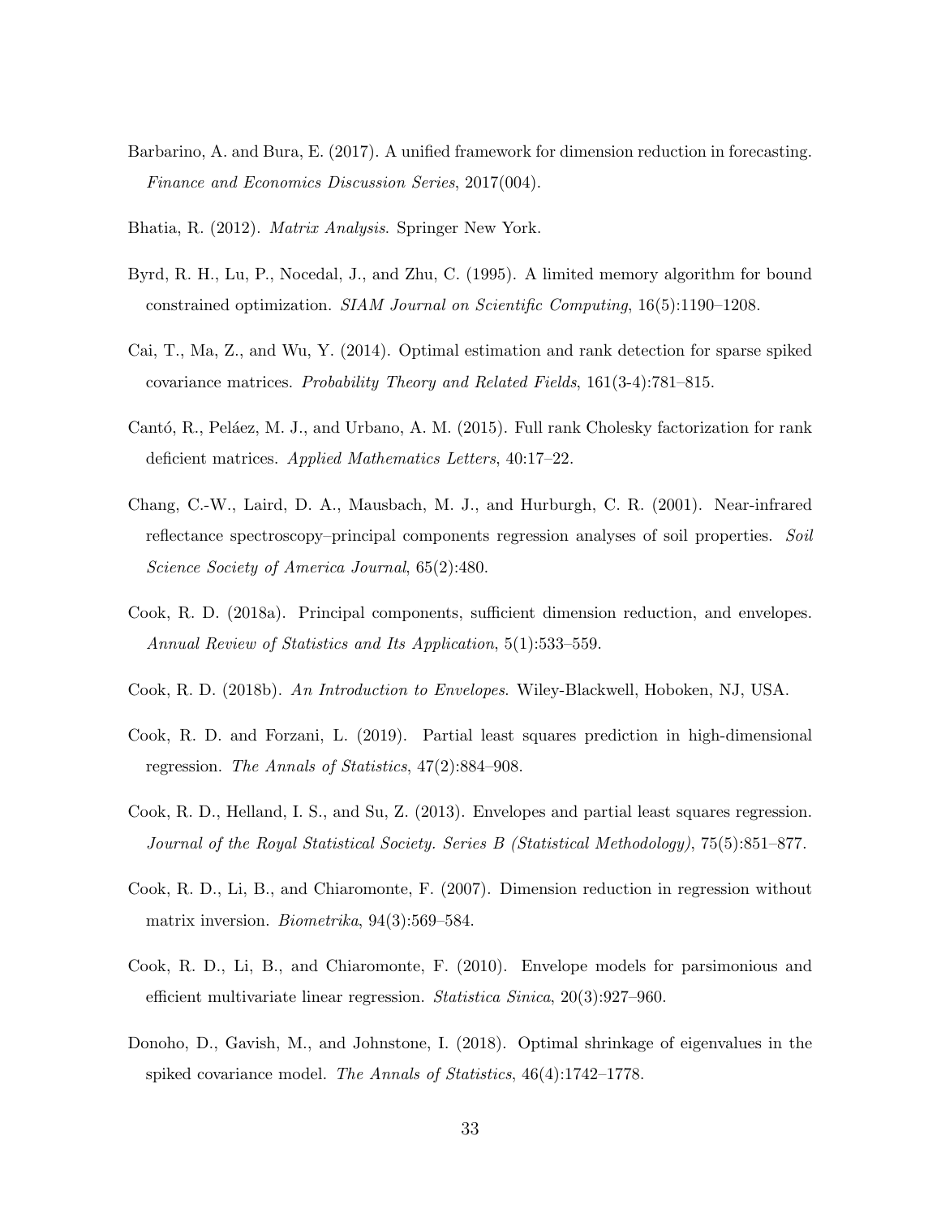Barbarino, A. and Bura, E. (2017). A unified framework for dimension reduction in forecasting. *Finance and Economics Discussion Series*, 2017(004).

Bhatia, R. (2012). *Matrix Analysis*. Springer New York.

Byrd, R. H., Lu, P., Nocedal, J., and Zhu, C. (1995). A limited memory algorithm for bound constrained optimization. *SIAM Journal on Scientific Computing*, 16(5):1190–1208.

Cai, T., Ma, Z., and Wu, Y. (2014). Optimal estimation and rank detection for sparse spiked covariance matrices. *Probability Theory and Related Fields*, 161(3-4):781–815.

Cantó, R., Peláez, M. J., and Urbano, A. M. (2015). Full rank Cholesky factorization for rank deficient matrices. *Applied Mathematics Letters*, 40:17–22.

Chang, C.-W., Laird, D. A., Mausbach, M. J., and Hurburgh, C. R. (2001). Near-infrared reflectance spectroscopy–principal components regression analyses of soil properties. *Soil Science Society of America Journal*, 65(2):480.

Cook, R. D. (2018a). Principal components, sufficient dimension reduction, and envelopes. *Annual Review of Statistics and Its Application*, 5(1):533–559.

Cook, R. D. (2018b). *An Introduction to Envelopes*. Wiley-Blackwell, Hoboken, NJ, USA.

Cook, R. D. and Forzani, L. (2019). Partial least squares prediction in high-dimensional regression. *The Annals of Statistics*, 47(2):884–908.

Cook, R. D., Helland, I. S., and Su, Z. (2013). Envelopes and partial least squares regression. *Journal of the Royal Statistical Society. Series B (Statistical Methodology)*, 75(5):851–877.

Cook, R. D., Li, B., and Chiaromonte, F. (2007). Dimension reduction in regression without matrix inversion. *Biometrika*, 94(3):569–584.

Cook, R. D., Li, B., and Chiaromonte, F. (2010). Envelope models for parsimonious and efficient multivariate linear regression. *Statistica Sinica*, 20(3):927–960.

Donoho, D., Gavish, M., and Johnstone, I. (2018). Optimal shrinkage of eigenvalues in the spiked covariance model. *The Annals of Statistics*, 46(4):1742–1778.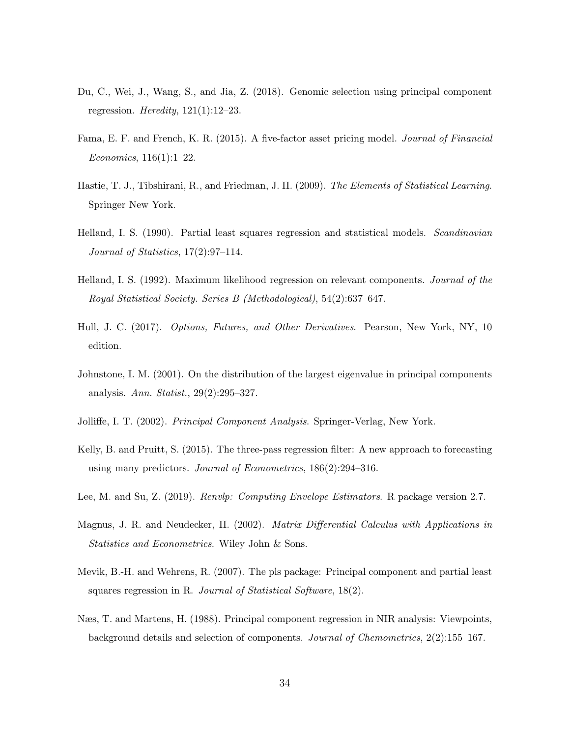Du, C., Wei, J., Wang, S., and Jia, Z. (2018). Genomic selection using principal component regression. *Heredity*, 121(1):12–23.

Fama, E. F. and French, K. R. (2015). A five-factor asset pricing model. *Journal of Financial Economics*, 116(1):1–22.

Hastie, T. J., Tibshirani, R., and Friedman, J. H. (2009). *The Elements of Statistical Learning*. Springer New York.

Helland, I. S. (1990). Partial least squares regression and statistical models. *Scandinavian Journal of Statistics*, 17(2):97–114.

Helland, I. S. (1992). Maximum likelihood regression on relevant components. *Journal of the Royal Statistical Society. Series B (Methodological)*, 54(2):637–647.

Hull, J. C. (2017). *Options, Futures, and Other Derivatives*. Pearson, New York, NY, 10 edition.

Johnstone, I. M. (2001). On the distribution of the largest eigenvalue in principal components analysis. *Ann. Statist.*, 29(2):295–327.

Jolliffe, I. T. (2002). *Principal Component Analysis*. Springer-Verlag, New York.

Kelly, B. and Pruitt, S. (2015). The three-pass regression filter: A new approach to forecasting using many predictors. *Journal of Econometrics*, 186(2):294–316.

Lee, M. and Su, Z. (2019). *Renvlp: Computing Envelope Estimators*. R package version 2.7.

Magnus, J. R. and Neudecker, H. (2002). *Matrix Differential Calculus with Applications in Statistics and Econometrics*. Wiley John & Sons.

Mevik, B.-H. and Wehrens, R. (2007). The pls package: Principal component and partial least squares regression in R. *Journal of Statistical Software*, 18(2).

Næs, T. and Martens, H. (1988). Principal component regression in NIR analysis: Viewpoints, background details and selection of components. *Journal of Chemometrics*, 2(2):155–167.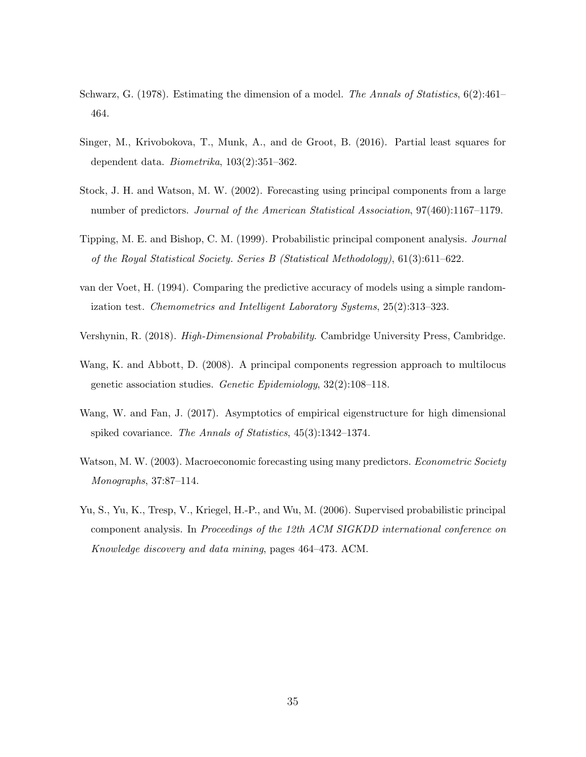Schwarz, G. (1978). Estimating the dimension of a model. *The Annals of Statistics*, 6(2):461–464.

Singer, M., Krivobokova, T., Munk, A., and de Groot, B. (2016). Partial least squares for dependent data. *Biometrika*, 103(2):351–362.

Stock, J. H. and Watson, M. W. (2002). Forecasting using principal components from a large number of predictors. *Journal of the American Statistical Association*, 97(460):1167–1179.

Tipping, M. E. and Bishop, C. M. (1999). Probabilistic principal component analysis. *Journal of the Royal Statistical Society. Series B (Statistical Methodology)*, 61(3):611–622.

van der Voet, H. (1994). Comparing the predictive accuracy of models using a simple randomization test. *Chemometrics and Intelligent Laboratory Systems*, 25(2):313–323.

Vershynin, R. (2018). *High-Dimensional Probability*. Cambridge University Press, Cambridge.

Wang, K. and Abbott, D. (2008). A principal components regression approach to multilocus genetic association studies. *Genetic Epidemiology*, 32(2):108–118.

Wang, W. and Fan, J. (2017). Asymptotics of empirical eigenstructure for high dimensional spiked covariance. *The Annals of Statistics*, 45(3):1342–1374.

Watson, M. W. (2003). Macroeconomic forecasting using many predictors. *Econometric Society Monographs*, 37:87–114.

Yu, S., Yu, K., Tresp, V., Kriegel, H.-P., and Wu, M. (2006). Supervised probabilistic principal component analysis. In *Proceedings of the 12th ACM SIGKDD international conference on Knowledge discovery and data mining*, pages 464–473. ACM.